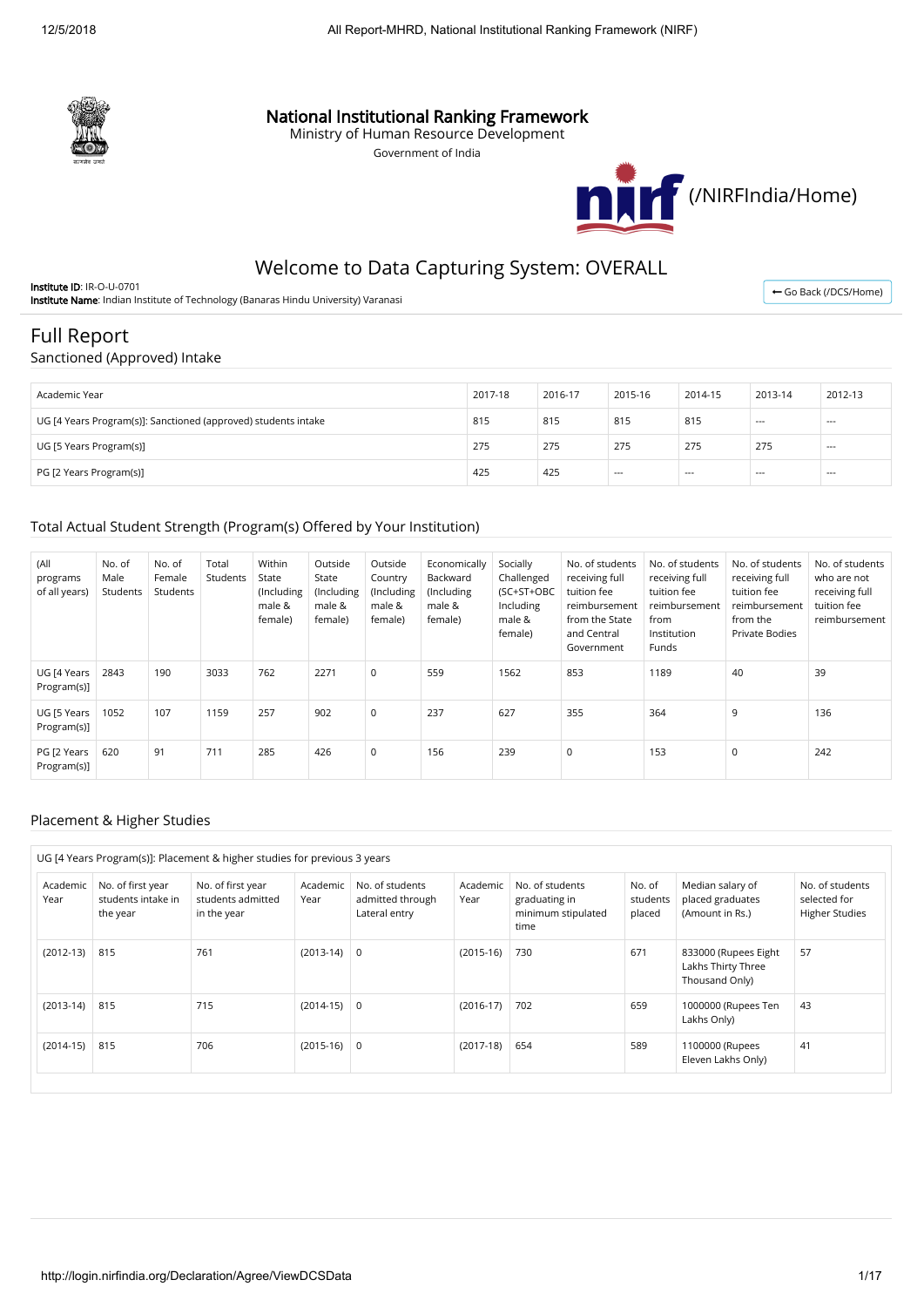# National Institutional Ranking Framework

Ministry of Human Resource Development

Government of India

(/NIRFIndia/Home)

## Welcome to Data Capturing System: OVERALL

**Institute ID**: IR-O-U-0701
**Institute Name**: Indian Institute of Technology (Banaras Hindu University) Varanasi

← Go Back (/DCS/Home)

# Full Report

## Sanctioned (Approved) Intake

| Academic Year | 2017-18 | 2016-17 | 2015-16 | 2014-15 | 2013-14 | 2012-13 |
|---|---|---|---|---|---|---|
| UG [4 Years Program(s)]: Sanctioned (approved) students intake | 815 | 815 | 815 | 815 | --- | --- |
| UG [5 Years Program(s)] | 275 | 275 | 275 | 275 | 275 | --- |
| PG [2 Years Program(s)] | 425 | 425 | --- | --- | --- | --- |

## Total Actual Student Strength (Program(s) Offered by Your Institution)

| (All programs of all years) | No. of Male Students | No. of Female Students | Total Students | Within State (Including male & female) | Outside State (Including male & female) | Outside Country (Including male & female) | Economically Backward (Including male & female) | Socially Challenged (SC+ST+OBC Including male & female) | No. of students receiving full tuition fee reimbursement from the State and Central Government | No. of students receiving full tuition fee reimbursement from Institution Funds | No. of students receiving full tuition fee reimbursement from the Private Bodies | No. of students who are not receiving full tuition fee reimbursement |
|---|---|---|---|---|---|---|---|---|---|---|---|---|
| UG [4 Years Program(s)] | 2843 | 190 | 3033 | 762 | 2271 | 0 | 559 | 1562 | 853 | 1189 | 40 | 39 |
| UG [5 Years Program(s)] | 1052 | 107 | 1159 | 257 | 902 | 0 | 237 | 627 | 355 | 364 | 9 | 136 |
| PG [2 Years Program(s)] | 620 | 91 | 711 | 285 | 426 | 0 | 156 | 239 | 0 | 153 | 0 | 242 |

## Placement & Higher Studies

UG [4 Years Program(s)]: Placement & higher studies for previous 3 years

| Academic Year | No. of first year students intake in the year | No. of first year students admitted in the year | Academic Year | No. of students admitted through Lateral entry | Academic Year | No. of students graduating in minimum stipulated time | No. of students placed | Median salary of placed graduates (Amount in Rs.) | No. of students selected for Higher Studies |
|---|---|---|---|---|---|---|---|---|---|
| (2012-13) | 815 | 761 | (2013-14) | 0 | (2015-16) | 730 | 671 | 833000 (Rupees Eight Lakhs Thirty Three Thousand Only) | 57 |
| (2013-14) | 815 | 715 | (2014-15) | 0 | (2016-17) | 702 | 659 | 1000000 (Rupees Ten Lakhs Only) | 43 |
| (2014-15) | 815 | 706 | (2015-16) | 0 | (2017-18) | 654 | 589 | 1100000 (Rupees Eleven Lakhs Only) | 41 |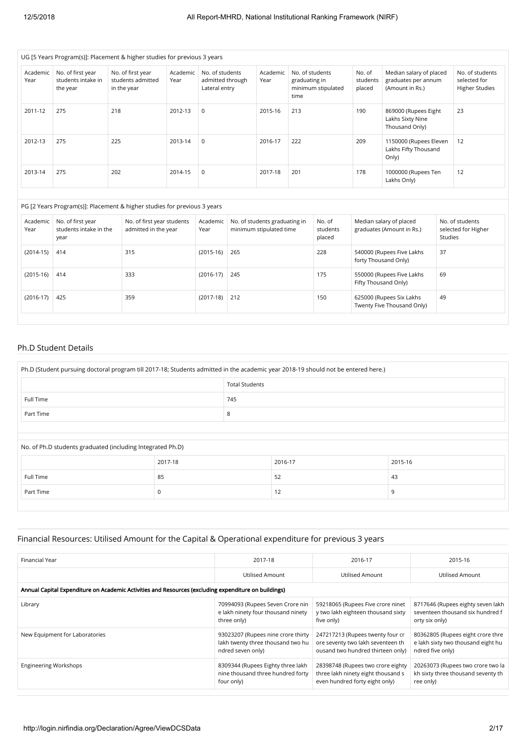UG [5 Years Program(s)]: Placement & higher studies for previous 3 years

| Academic Year | No. of first year students intake in the year | No. of first year students admitted in the year | Academic Year | No. of students admitted through Lateral entry | Academic Year | No. of students graduating in minimum stipulated time | No. of students placed | Median salary of placed graduates per annum (Amount in Rs.) | No. of students selected for Higher Studies |
|---|---|---|---|---|---|---|---|---|---|
| 2011-12 | 275 | 218 | 2012-13 | 0 | 2015-16 | 213 | 190 | 869000 (Rupees Eight Lakhs Sixty Nine Thousand Only) | 23 |
| 2012-13 | 275 | 225 | 2013-14 | 0 | 2016-17 | 222 | 209 | 1150000 (Rupees Eleven Lakhs Fifty Thousand Only) | 12 |
| 2013-14 | 275 | 202 | 2014-15 | 0 | 2017-18 | 201 | 178 | 1000000 (Rupees Ten Lakhs Only) | 12 |

PG [2 Years Program(s)]: Placement & higher studies for previous 3 years

| Academic Year | No. of first year students intake in the year | No. of first year students admitted in the year | Academic Year | No. of students graduating in minimum stipulated time | No. of students placed | Median salary of placed graduates (Amount in Rs.) | No. of students selected for Higher Studies |
|---|---|---|---|---|---|---|---|
| (2014-15) | 414 | 315 | (2015-16) | 265 | 228 | 540000 (Rupees Five Lakhs forty Thousand Only) | 37 |
| (2015-16) | 414 | 333 | (2016-17) | 245 | 175 | 550000 (Rupees Five Lakhs Fifty Thousand Only) | 69 |
| (2016-17) | 425 | 359 | (2017-18) | 212 | 150 | 625000 (Rupees Six Lakhs Twenty Five Thousand Only) | 49 |

## Ph.D Student Details

Ph.D (Student pursuing doctoral program till 2017-18; Students admitted in the academic year 2018-19 should not be entered here.)

| | Total Students |
|---|---|
| Full Time | 745 |
| Part Time | 8 |

No. of Ph.D students graduated (including Integrated Ph.D)

| | 2017-18 | 2016-17 | 2015-16 |
|---|---|---|---|
| Full Time | 85 | 52 | 43 |
| Part Time | 0 | 12 | 9 |

## Financial Resources: Utilised Amount for the Capital & Operational expenditure for previous 3 years

| Financial Year | 2017-18 | 2016-17 | 2015-16 |
|---|---|---|---|
| | Utilised Amount | Utilised Amount | Utilised Amount |
| **Annual Capital Expenditure on Academic Activities and Resources (excluding expenditure on buildings)** | | | |
| Library | 70994093 (Rupees Seven Crore nine lakh ninety four thousand ninety three only) | 59218065 (Rupees Five crore ninety two lakh eighteen thousand sixty five only) | 8717646 (Rupees eighty seven lakh seventeen thousand six hundred forty six only) |
| New Equipment for Laboratories | 93023207 (Rupees nine crore thirty lakh twenty three thousand two hundred seven only) | 247217213 (Rupees twenty four crore seventy two lakh seventeen thousand two hundred thirteen only) | 80362805 (Rupees eight crore three lakh sixty two thousand eight hundred five only) |
| Engineering Workshops | 8309344 (Rupees Eighty three lakh nine thousand three hundred forty four only) | 28398748 (Rupees two crore eighty three lakh ninety eight thousand seven hundred forty eight only) | 20263073 (Rupees two crore two lakh sixty three thousand seventy three only) |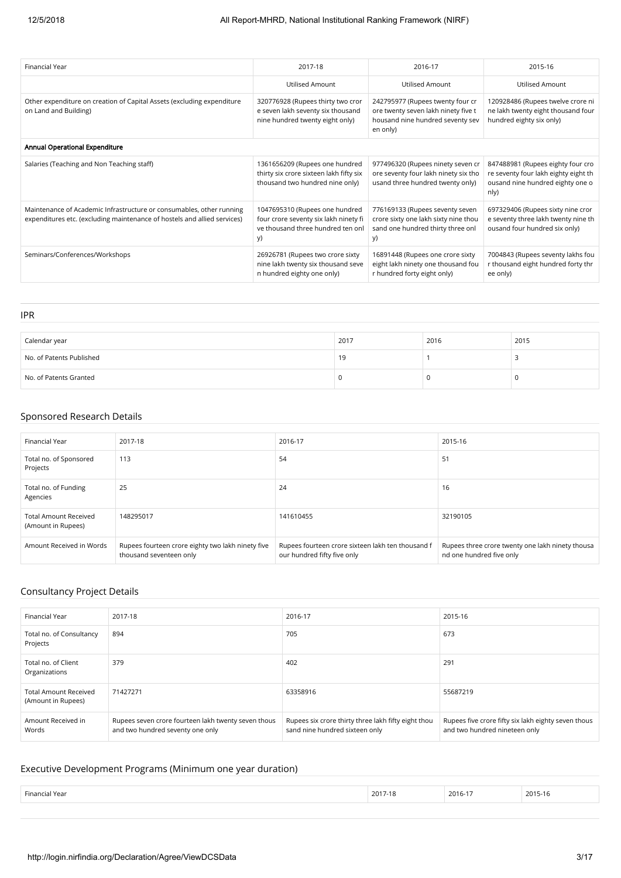| Financial Year | 2017-18 | 2016-17 | 2015-16 |
|---|---|---|---|
| | Utilised Amount | Utilised Amount | Utilised Amount |
| Other expenditure on creation of Capital Assets (excluding expenditure on Land and Building) | 320776928 (Rupees thirty two crore seven lakh seventy six thousand nine hundred twenty eight only) | 242795977 (Rupees twenty four crore twenty seven lakh ninety five thousand nine hundred seventy seven only) | 120928486 (Rupees twelve crore nine lakh twenty eight thousand four hundred eighty six only) |
| **Annual Operational Expenditure** | | | |
| Salaries (Teaching and Non Teaching staff) | 1361656209 (Rupees one hundred thirty six crore sixteen lakh fifty six thousand two hundred nine only) | 977496320 (Rupees ninety seven crore seventy four lakh ninety six thousand three hundred twenty only) | 847488981 (Rupees eighty four crore seventy four lakh eighty eight thousand nine hundred eighty one only) |
| Maintenance of Academic Infrastructure or consumables, other running expenditures etc. (excluding maintenance of hostels and allied services) | 1047695310 (Rupees one hundred four crore seventy six lakh ninety five thousand three hundred ten only) | 776169133 (Rupees seventy seven crore sixty one lakh sixty nine thousand one hundred thirty three only) | 697329406 (Rupees sixty nine crore seventy three lakh twenty nine thousand four hundred six only) |
| Seminars/Conferences/Workshops | 26926781 (Rupees two crore sixty nine lakh twenty six thousand seven hundred eighty one only) | 16891448 (Rupees one crore sixty eight lakh ninety one thousand four hundred forty eight only) | 7004843 (Rupees seventy lakhs four thousand eight hundred forty three only) |

## IPR

| Calendar year | 2017 | 2016 | 2015 |
|---|---|---|---|
| No. of Patents Published | 19 | 1 | 3 |
| No. of Patents Granted | 0 | 0 | 0 |

## Sponsored Research Details

| Financial Year | 2017-18 | 2016-17 | 2015-16 |
|---|---|---|---|
| Total no. of Sponsored Projects | 113 | 54 | 51 |
| Total no. of Funding Agencies | 25 | 24 | 16 |
| Total Amount Received (Amount in Rupees) | 148295017 | 141610455 | 32190105 |
| Amount Received in Words | Rupees fourteen crore eighty two lakh ninety five thousand seventeen only | Rupees fourteen crore sixteen lakh ten thousand four hundred fifty five only | Rupees three crore twenty one lakh ninety thousand one hundred five only |

## Consultancy Project Details

| Financial Year | 2017-18 | 2016-17 | 2015-16 |
|---|---|---|---|
| Total no. of Consultancy Projects | 894 | 705 | 673 |
| Total no. of Client Organizations | 379 | 402 | 291 |
| Total Amount Received (Amount in Rupees) | 71427271 | 63358916 | 55687219 |
| Amount Received in Words | Rupees seven crore fourteen lakh twenty seven thousand and two hundred seventy one only | Rupees six crore thirty three lakh fifty eight thousand nine hundred sixteen only | Rupees five crore fifty six lakh eighty seven thousand and two hundred nineteen only |

## Executive Development Programs (Minimum one year duration)

| Financial Year | 2017-18 | 2016-17 | 2015-16 |
|---|---|---|---|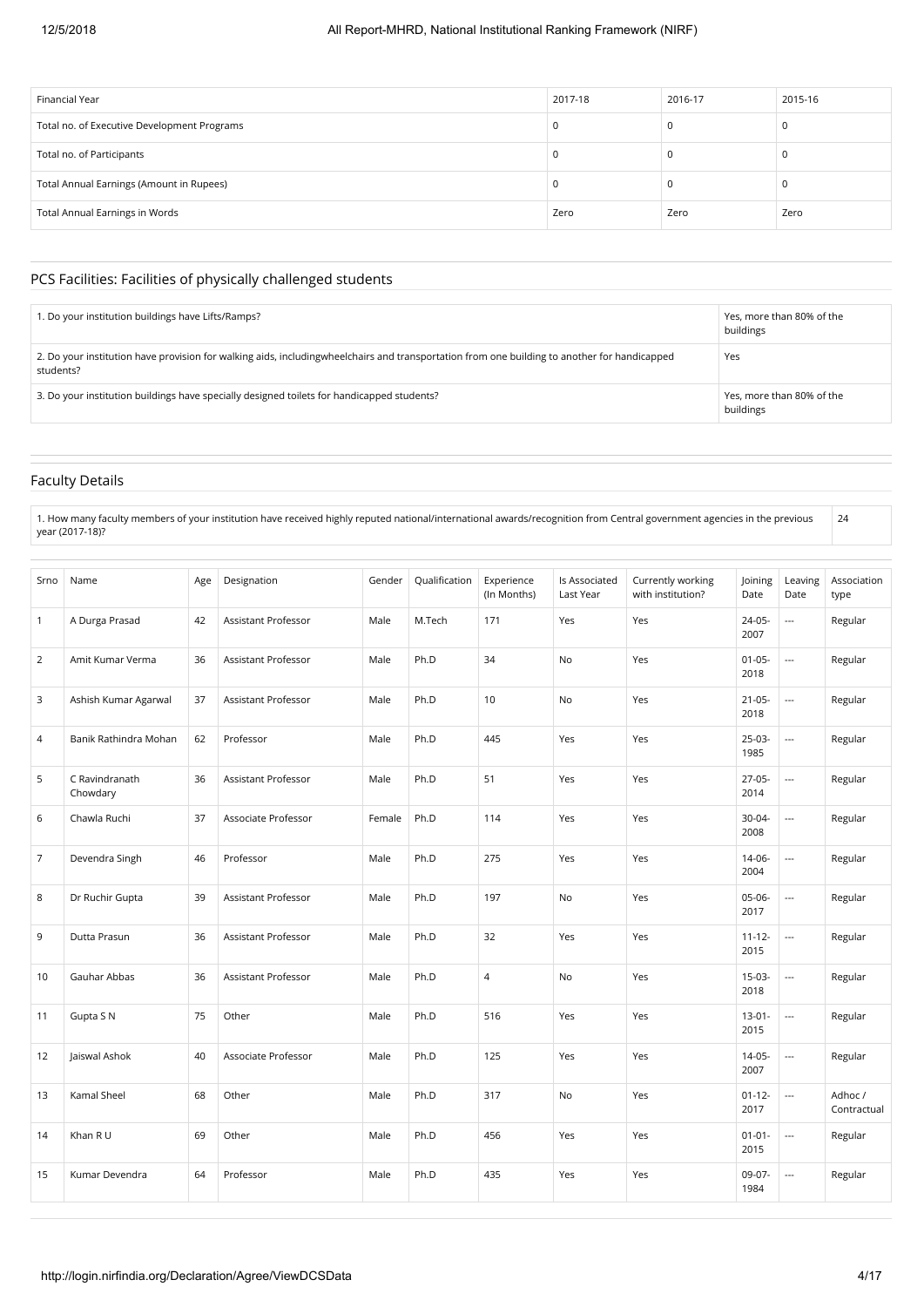| Financial Year | 2017-18 | 2016-17 | 2015-16 |
| --- | --- | --- | --- |
| Total no. of Executive Development Programs | 0 | 0 | 0 |
| Total no. of Participants | 0 | 0 | 0 |
| Total Annual Earnings (Amount in Rupees) | 0 | 0 | 0 |
| Total Annual Earnings in Words | Zero | Zero | Zero |

## PCS Facilities: Facilities of physically challenged students

| | |
| --- | --- |
| 1. Do your institution buildings have Lifts/Ramps? | Yes, more than 80% of the buildings |
| 2. Do your institution have provision for walking aids, includingwheelchairs and transportation from one building to another for handicapped students? | Yes |
| 3. Do your institution buildings have specially designed toilets for handicapped students? | Yes, more than 80% of the buildings |

## Faculty Details

| | |
| --- | --- |
| 1. How many faculty members of your institution have received highly reputed national/international awards/recognition from Central government agencies in the previous year (2017-18)? | 24 |

| Srno | Name | Age | Designation | Gender | Qualification | Experience (In Months) | Is Associated Last Year | Currently working with institution? | Joining Date | Leaving Date | Association type |
| --- | --- | --- | --- | --- | --- | --- | --- | --- | --- | --- | --- |
| 1 | A Durga Prasad | 42 | Assistant Professor | Male | M.Tech | 171 | Yes | Yes | 24-05-2007 | --- | Regular |
| 2 | Amit Kumar Verma | 36 | Assistant Professor | Male | Ph.D | 34 | No | Yes | 01-05-2018 | --- | Regular |
| 3 | Ashish Kumar Agarwal | 37 | Assistant Professor | Male | Ph.D | 10 | No | Yes | 21-05-2018 | --- | Regular |
| 4 | Banik Rathindra Mohan | 62 | Professor | Male | Ph.D | 445 | Yes | Yes | 25-03-1985 | --- | Regular |
| 5 | C Ravindranath Chowdary | 36 | Assistant Professor | Male | Ph.D | 51 | Yes | Yes | 27-05-2014 | --- | Regular |
| 6 | Chawla Ruchi | 37 | Associate Professor | Female | Ph.D | 114 | Yes | Yes | 30-04-2008 | --- | Regular |
| 7 | Devendra Singh | 46 | Professor | Male | Ph.D | 275 | Yes | Yes | 14-06-2004 | --- | Regular |
| 8 | Dr Ruchir Gupta | 39 | Assistant Professor | Male | Ph.D | 197 | No | Yes | 05-06-2017 | --- | Regular |
| 9 | Dutta Prasun | 36 | Assistant Professor | Male | Ph.D | 32 | Yes | Yes | 11-12-2015 | --- | Regular |
| 10 | Gauhar Abbas | 36 | Assistant Professor | Male | Ph.D | 4 | No | Yes | 15-03-2018 | --- | Regular |
| 11 | Gupta S N | 75 | Other | Male | Ph.D | 516 | Yes | Yes | 13-01-2015 | --- | Regular |
| 12 | Jaiswal Ashok | 40 | Associate Professor | Male | Ph.D | 125 | Yes | Yes | 14-05-2007 | --- | Regular |
| 13 | Kamal Sheel | 68 | Other | Male | Ph.D | 317 | No | Yes | 01-12-2017 | --- | Adhoc / Contractual |
| 14 | Khan R U | 69 | Other | Male | Ph.D | 456 | Yes | Yes | 01-01-2015 | --- | Regular |
| 15 | Kumar Devendra | 64 | Professor | Male | Ph.D | 435 | Yes | Yes | 09-07-1984 | --- | Regular |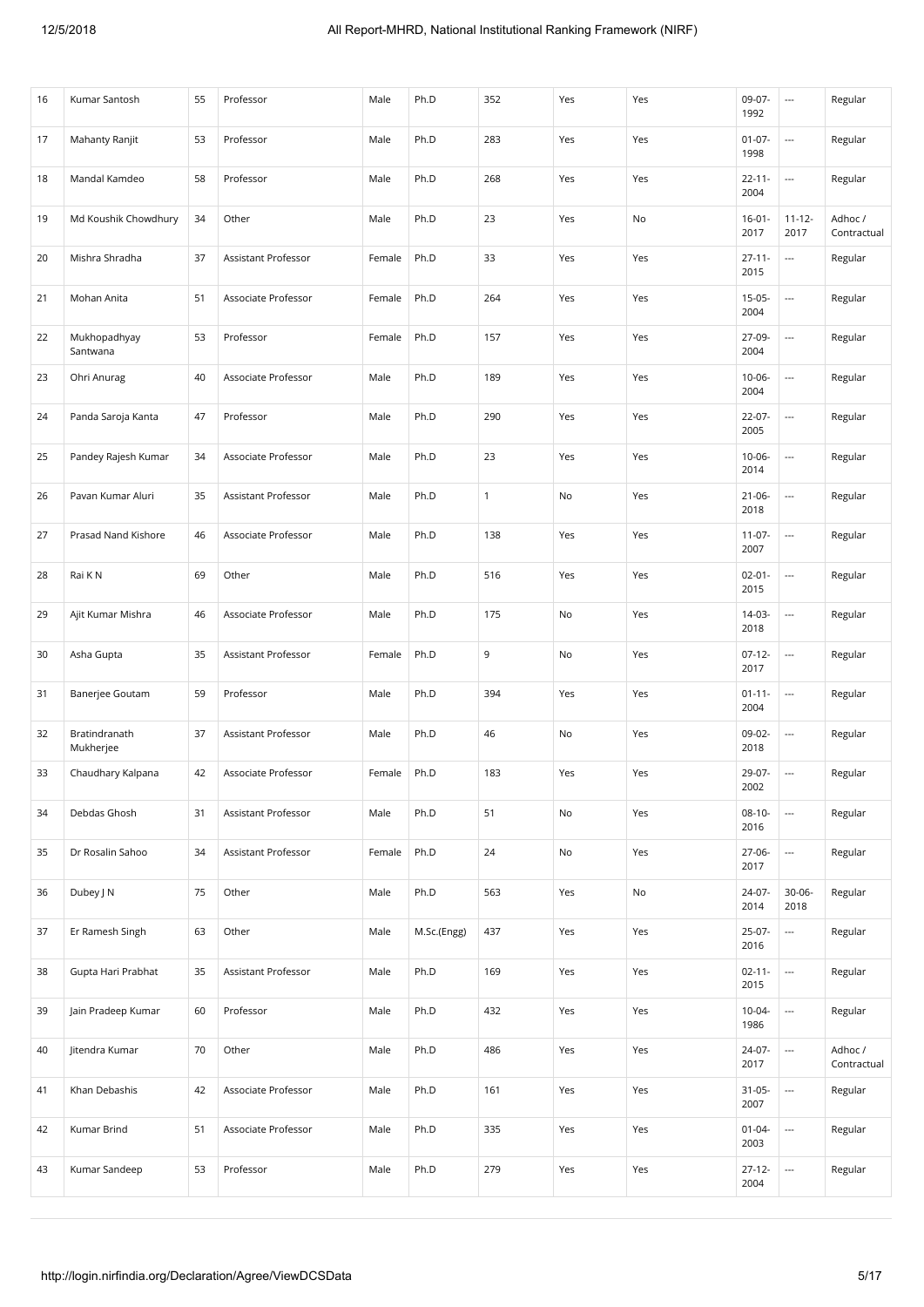| 16 | Kumar Santosh | 55 | Professor | Male | Ph.D | 352 | Yes | Yes | 09-07-1992 | --- | Regular |
|---|---|---|---|---|---|---|---|---|---|---|---|
| 17 | Mahanty Ranjit | 53 | Professor | Male | Ph.D | 283 | Yes | Yes | 01-07-1998 | --- | Regular |
| 18 | Mandal Kamdeo | 58 | Professor | Male | Ph.D | 268 | Yes | Yes | 22-11-2004 | --- | Regular |
| 19 | Md Koushik Chowdhury | 34 | Other | Male | Ph.D | 23 | Yes | No | 16-01-2017 | 11-12-2017 | Adhoc / Contractual |
| 20 | Mishra Shradha | 37 | Assistant Professor | Female | Ph.D | 33 | Yes | Yes | 27-11-2015 | --- | Regular |
| 21 | Mohan Anita | 51 | Associate Professor | Female | Ph.D | 264 | Yes | Yes | 15-05-2004 | --- | Regular |
| 22 | Mukhopadhyay Santwana | 53 | Professor | Female | Ph.D | 157 | Yes | Yes | 27-09-2004 | --- | Regular |
| 23 | Ohri Anurag | 40 | Associate Professor | Male | Ph.D | 189 | Yes | Yes | 10-06-2004 | --- | Regular |
| 24 | Panda Saroja Kanta | 47 | Professor | Male | Ph.D | 290 | Yes | Yes | 22-07-2005 | --- | Regular |
| 25 | Pandey Rajesh Kumar | 34 | Associate Professor | Male | Ph.D | 23 | Yes | Yes | 10-06-2014 | --- | Regular |
| 26 | Pavan Kumar Aluri | 35 | Assistant Professor | Male | Ph.D | 1 | No | Yes | 21-06-2018 | --- | Regular |
| 27 | Prasad Nand Kishore | 46 | Associate Professor | Male | Ph.D | 138 | Yes | Yes | 11-07-2007 | --- | Regular |
| 28 | Rai K N | 69 | Other | Male | Ph.D | 516 | Yes | Yes | 02-01-2015 | --- | Regular |
| 29 | Ajit Kumar Mishra | 46 | Associate Professor | Male | Ph.D | 175 | No | Yes | 14-03-2018 | --- | Regular |
| 30 | Asha Gupta | 35 | Assistant Professor | Female | Ph.D | 9 | No | Yes | 07-12-2017 | --- | Regular |
| 31 | Banerjee Goutam | 59 | Professor | Male | Ph.D | 394 | Yes | Yes | 01-11-2004 | --- | Regular |
| 32 | Bratindranath Mukherjee | 37 | Assistant Professor | Male | Ph.D | 46 | No | Yes | 09-02-2018 | --- | Regular |
| 33 | Chaudhary Kalpana | 42 | Associate Professor | Female | Ph.D | 183 | Yes | Yes | 29-07-2002 | --- | Regular |
| 34 | Debdas Ghosh | 31 | Assistant Professor | Male | Ph.D | 51 | No | Yes | 08-10-2016 | --- | Regular |
| 35 | Dr Rosalin Sahoo | 34 | Assistant Professor | Female | Ph.D | 24 | No | Yes | 27-06-2017 | --- | Regular |
| 36 | Dubey J N | 75 | Other | Male | Ph.D | 563 | Yes | No | 24-07-2014 | 30-06-2018 | Regular |
| 37 | Er Ramesh Singh | 63 | Other | Male | M.Sc.(Engg) | 437 | Yes | Yes | 25-07-2016 | --- | Regular |
| 38 | Gupta Hari Prabhat | 35 | Assistant Professor | Male | Ph.D | 169 | Yes | Yes | 02-11-2015 | --- | Regular |
| 39 | Jain Pradeep Kumar | 60 | Professor | Male | Ph.D | 432 | Yes | Yes | 10-04-1986 | --- | Regular |
| 40 | Jitendra Kumar | 70 | Other | Male | Ph.D | 486 | Yes | Yes | 24-07-2017 | --- | Adhoc / Contractual |
| 41 | Khan Debashis | 42 | Associate Professor | Male | Ph.D | 161 | Yes | Yes | 31-05-2007 | --- | Regular |
| 42 | Kumar Brind | 51 | Associate Professor | Male | Ph.D | 335 | Yes | Yes | 01-04-2003 | --- | Regular |
| 43 | Kumar Sandeep | 53 | Professor | Male | Ph.D | 279 | Yes | Yes | 27-12-2004 | --- | Regular |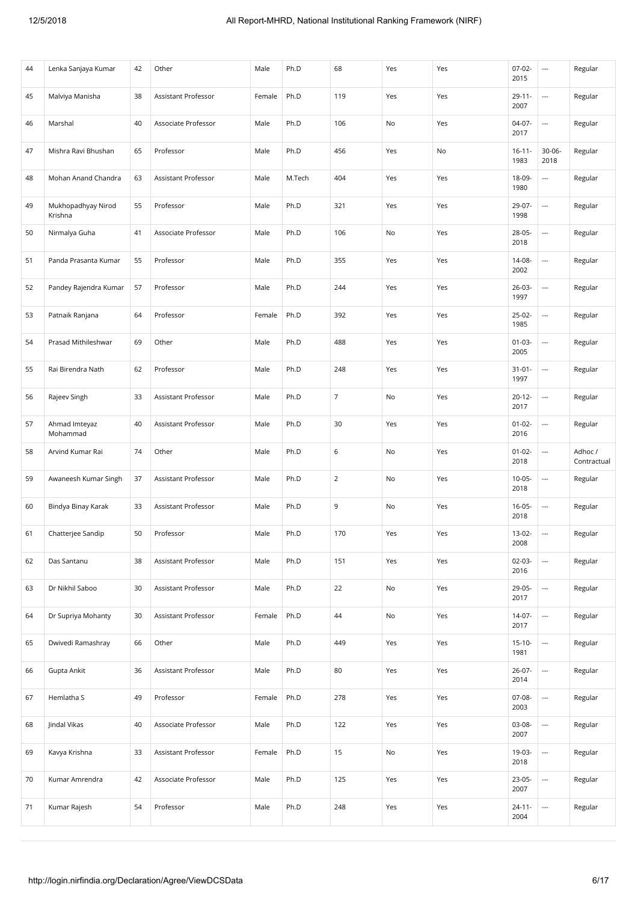| 44 | Lenka Sanjaya Kumar | 42 | Other | Male | Ph.D | 68 | Yes | Yes | 07-02-2015 | --- | Regular |
|---|---|---|---|---|---|---|---|---|---|---|---|
| 45 | Malviya Manisha | 38 | Assistant Professor | Female | Ph.D | 119 | Yes | Yes | 29-11-2007 | --- | Regular |
| 46 | Marshal | 40 | Associate Professor | Male | Ph.D | 106 | No | Yes | 04-07-2017 | --- | Regular |
| 47 | Mishra Ravi Bhushan | 65 | Professor | Male | Ph.D | 456 | Yes | No | 16-11-1983 | 30-06-2018 | Regular |
| 48 | Mohan Anand Chandra | 63 | Assistant Professor | Male | M.Tech | 404 | Yes | Yes | 18-09-1980 | --- | Regular |
| 49 | Mukhopadhyay Nirod Krishna | 55 | Professor | Male | Ph.D | 321 | Yes | Yes | 29-07-1998 | --- | Regular |
| 50 | Nirmalya Guha | 41 | Associate Professor | Male | Ph.D | 106 | No | Yes | 28-05-2018 | --- | Regular |
| 51 | Panda Prasanta Kumar | 55 | Professor | Male | Ph.D | 355 | Yes | Yes | 14-08-2002 | --- | Regular |
| 52 | Pandey Rajendra Kumar | 57 | Professor | Male | Ph.D | 244 | Yes | Yes | 26-03-1997 | --- | Regular |
| 53 | Patnaik Ranjana | 64 | Professor | Female | Ph.D | 392 | Yes | Yes | 25-02-1985 | --- | Regular |
| 54 | Prasad Mithileshwar | 69 | Other | Male | Ph.D | 488 | Yes | Yes | 01-03-2005 | --- | Regular |
| 55 | Rai Birendra Nath | 62 | Professor | Male | Ph.D | 248 | Yes | Yes | 31-01-1997 | --- | Regular |
| 56 | Rajeev Singh | 33 | Assistant Professor | Male | Ph.D | 7 | No | Yes | 20-12-2017 | --- | Regular |
| 57 | Ahmad Imteyaz Mohammad | 40 | Assistant Professor | Male | Ph.D | 30 | Yes | Yes | 01-02-2016 | --- | Regular |
| 58 | Arvind Kumar Rai | 74 | Other | Male | Ph.D | 6 | No | Yes | 01-02-2018 | --- | Adhoc / Contractual |
| 59 | Awaneesh Kumar Singh | 37 | Assistant Professor | Male | Ph.D | 2 | No | Yes | 10-05-2018 | --- | Regular |
| 60 | Bindya Binay Karak | 33 | Assistant Professor | Male | Ph.D | 9 | No | Yes | 16-05-2018 | --- | Regular |
| 61 | Chatterjee Sandip | 50 | Professor | Male | Ph.D | 170 | Yes | Yes | 13-02-2008 | --- | Regular |
| 62 | Das Santanu | 38 | Assistant Professor | Male | Ph.D | 151 | Yes | Yes | 02-03-2016 | --- | Regular |
| 63 | Dr Nikhil Saboo | 30 | Assistant Professor | Male | Ph.D | 22 | No | Yes | 29-05-2017 | --- | Regular |
| 64 | Dr Supriya Mohanty | 30 | Assistant Professor | Female | Ph.D | 44 | No | Yes | 14-07-2017 | --- | Regular |
| 65 | Dwivedi Ramashray | 66 | Other | Male | Ph.D | 449 | Yes | Yes | 15-10-1981 | --- | Regular |
| 66 | Gupta Ankit | 36 | Assistant Professor | Male | Ph.D | 80 | Yes | Yes | 26-07-2014 | --- | Regular |
| 67 | Hemlatha S | 49 | Professor | Female | Ph.D | 278 | Yes | Yes | 07-08-2003 | --- | Regular |
| 68 | Jindal Vikas | 40 | Associate Professor | Male | Ph.D | 122 | Yes | Yes | 03-08-2007 | --- | Regular |
| 69 | Kavya Krishna | 33 | Assistant Professor | Female | Ph.D | 15 | No | Yes | 19-03-2018 | --- | Regular |
| 70 | Kumar Amrendra | 42 | Associate Professor | Male | Ph.D | 125 | Yes | Yes | 23-05-2007 | --- | Regular |
| 71 | Kumar Rajesh | 54 | Professor | Male | Ph.D | 248 | Yes | Yes | 24-11-2004 | --- | Regular |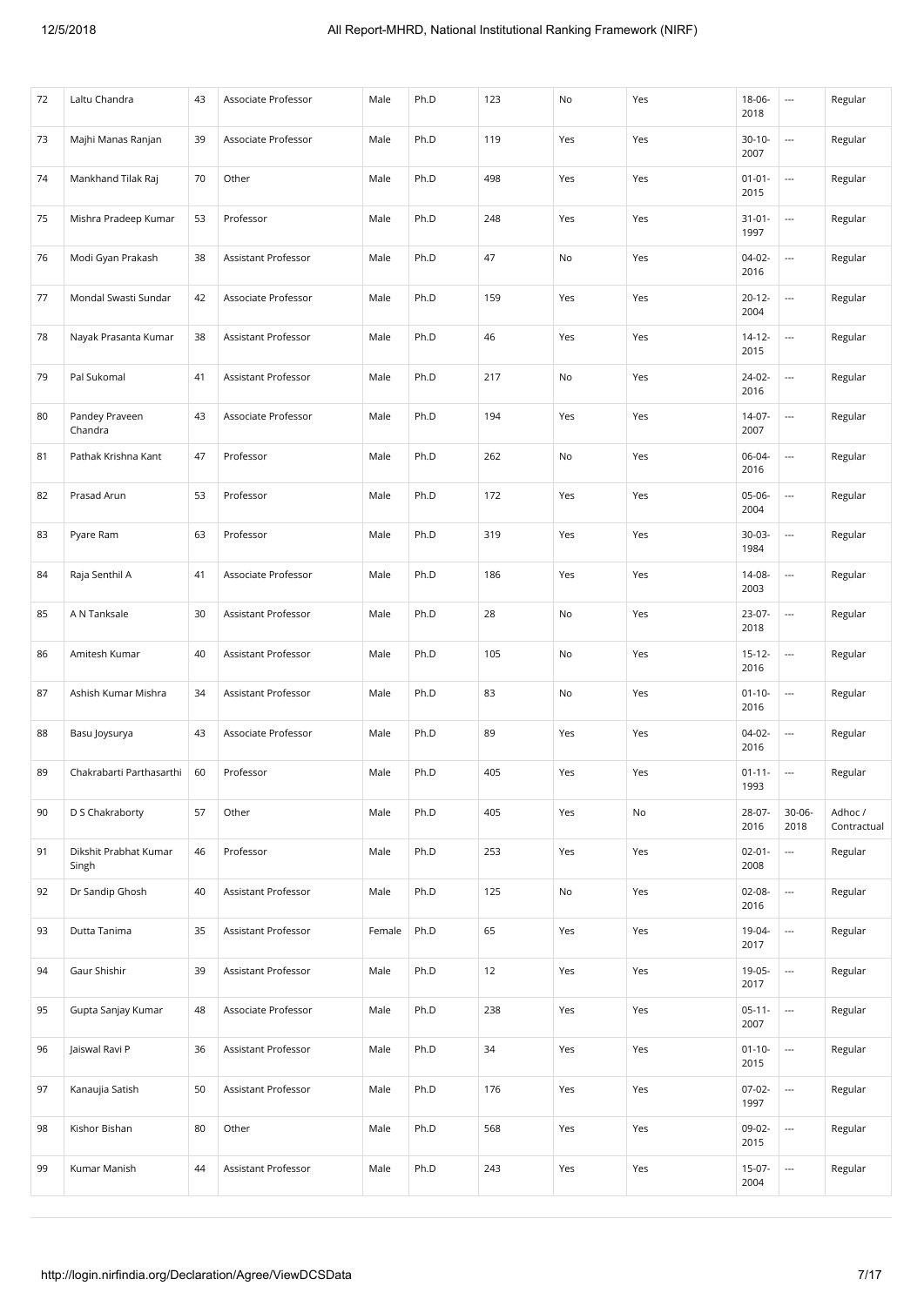| 72 | Laltu Chandra | 43 | Associate Professor | Male | Ph.D | 123 | No | Yes | 18-06-2018 | --- | Regular |
|---|---|---|---|---|---|---|---|---|---|---|---|
| 73 | Majhi Manas Ranjan | 39 | Associate Professor | Male | Ph.D | 119 | Yes | Yes | 30-10-2007 | --- | Regular |
| 74 | Mankhand Tilak Raj | 70 | Other | Male | Ph.D | 498 | Yes | Yes | 01-01-2015 | --- | Regular |
| 75 | Mishra Pradeep Kumar | 53 | Professor | Male | Ph.D | 248 | Yes | Yes | 31-01-1997 | --- | Regular |
| 76 | Modi Gyan Prakash | 38 | Assistant Professor | Male | Ph.D | 47 | No | Yes | 04-02-2016 | --- | Regular |
| 77 | Mondal Swasti Sundar | 42 | Associate Professor | Male | Ph.D | 159 | Yes | Yes | 20-12-2004 | --- | Regular |
| 78 | Nayak Prasanta Kumar | 38 | Assistant Professor | Male | Ph.D | 46 | Yes | Yes | 14-12-2015 | --- | Regular |
| 79 | Pal Sukomal | 41 | Assistant Professor | Male | Ph.D | 217 | No | Yes | 24-02-2016 | --- | Regular |
| 80 | Pandey Praveen Chandra | 43 | Associate Professor | Male | Ph.D | 194 | Yes | Yes | 14-07-2007 | --- | Regular |
| 81 | Pathak Krishna Kant | 47 | Professor | Male | Ph.D | 262 | No | Yes | 06-04-2016 | --- | Regular |
| 82 | Prasad Arun | 53 | Professor | Male | Ph.D | 172 | Yes | Yes | 05-06-2004 | --- | Regular |
| 83 | Pyare Ram | 63 | Professor | Male | Ph.D | 319 | Yes | Yes | 30-03-1984 | --- | Regular |
| 84 | Raja Senthil A | 41 | Associate Professor | Male | Ph.D | 186 | Yes | Yes | 14-08-2003 | --- | Regular |
| 85 | A N Tanksale | 30 | Assistant Professor | Male | Ph.D | 28 | No | Yes | 23-07-2018 | --- | Regular |
| 86 | Amitesh Kumar | 40 | Assistant Professor | Male | Ph.D | 105 | No | Yes | 15-12-2016 | --- | Regular |
| 87 | Ashish Kumar Mishra | 34 | Assistant Professor | Male | Ph.D | 83 | No | Yes | 01-10-2016 | --- | Regular |
| 88 | Basu Joysurya | 43 | Associate Professor | Male | Ph.D | 89 | Yes | Yes | 04-02-2016 | --- | Regular |
| 89 | Chakrabarti Parthasarthi | 60 | Professor | Male | Ph.D | 405 | Yes | Yes | 01-11-1993 | --- | Regular |
| 90 | D S Chakraborty | 57 | Other | Male | Ph.D | 405 | Yes | No | 28-07-2016 | 30-06-2018 | Adhoc / Contractual |
| 91 | Dikshit Prabhat Kumar Singh | 46 | Professor | Male | Ph.D | 253 | Yes | Yes | 02-01-2008 | --- | Regular |
| 92 | Dr Sandip Ghosh | 40 | Assistant Professor | Male | Ph.D | 125 | No | Yes | 02-08-2016 | --- | Regular |
| 93 | Dutta Tanima | 35 | Assistant Professor | Female | Ph.D | 65 | Yes | Yes | 19-04-2017 | --- | Regular |
| 94 | Gaur Shishir | 39 | Assistant Professor | Male | Ph.D | 12 | Yes | Yes | 19-05-2017 | --- | Regular |
| 95 | Gupta Sanjay Kumar | 48 | Associate Professor | Male | Ph.D | 238 | Yes | Yes | 05-11-2007 | --- | Regular |
| 96 | Jaiswal Ravi P | 36 | Assistant Professor | Male | Ph.D | 34 | Yes | Yes | 01-10-2015 | --- | Regular |
| 97 | Kanaujia Satish | 50 | Assistant Professor | Male | Ph.D | 176 | Yes | Yes | 07-02-1997 | --- | Regular |
| 98 | Kishor Bishan | 80 | Other | Male | Ph.D | 568 | Yes | Yes | 09-02-2015 | --- | Regular |
| 99 | Kumar Manish | 44 | Assistant Professor | Male | Ph.D | 243 | Yes | Yes | 15-07-2004 | --- | Regular |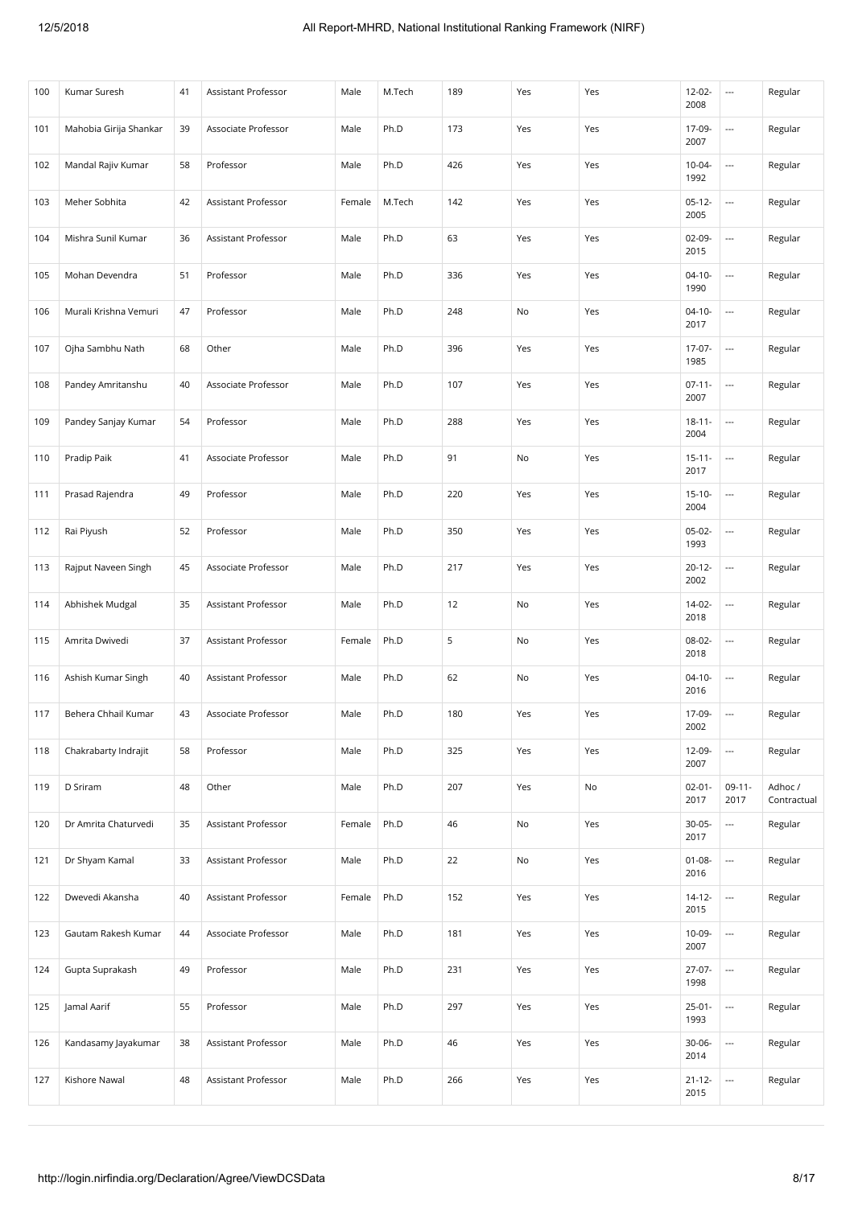| 100 | Kumar Suresh | 41 | Assistant Professor | Male | M.Tech | 189 | Yes | Yes | 12-02-2008 | --- | Regular |
|---|---|---|---|---|---|---|---|---|---|---|---|
| 101 | Mahobia Girija Shankar | 39 | Associate Professor | Male | Ph.D | 173 | Yes | Yes | 17-09-2007 | --- | Regular |
| 102 | Mandal Rajiv Kumar | 58 | Professor | Male | Ph.D | 426 | Yes | Yes | 10-04-1992 | --- | Regular |
| 103 | Meher Sobhita | 42 | Assistant Professor | Female | M.Tech | 142 | Yes | Yes | 05-12-2005 | --- | Regular |
| 104 | Mishra Sunil Kumar | 36 | Assistant Professor | Male | Ph.D | 63 | Yes | Yes | 02-09-2015 | --- | Regular |
| 105 | Mohan Devendra | 51 | Professor | Male | Ph.D | 336 | Yes | Yes | 04-10-1990 | --- | Regular |
| 106 | Murali Krishna Vemuri | 47 | Professor | Male | Ph.D | 248 | No | Yes | 04-10-2017 | --- | Regular |
| 107 | Ojha Sambhu Nath | 68 | Other | Male | Ph.D | 396 | Yes | Yes | 17-07-1985 | --- | Regular |
| 108 | Pandey Amritanshu | 40 | Associate Professor | Male | Ph.D | 107 | Yes | Yes | 07-11-2007 | --- | Regular |
| 109 | Pandey Sanjay Kumar | 54 | Professor | Male | Ph.D | 288 | Yes | Yes | 18-11-2004 | --- | Regular |
| 110 | Pradip Paik | 41 | Associate Professor | Male | Ph.D | 91 | No | Yes | 15-11-2017 | --- | Regular |
| 111 | Prasad Rajendra | 49 | Professor | Male | Ph.D | 220 | Yes | Yes | 15-10-2004 | --- | Regular |
| 112 | Rai Piyush | 52 | Professor | Male | Ph.D | 350 | Yes | Yes | 05-02-1993 | --- | Regular |
| 113 | Rajput Naveen Singh | 45 | Associate Professor | Male | Ph.D | 217 | Yes | Yes | 20-12-2002 | --- | Regular |
| 114 | Abhishek Mudgal | 35 | Assistant Professor | Male | Ph.D | 12 | No | Yes | 14-02-2018 | --- | Regular |
| 115 | Amrita Dwivedi | 37 | Assistant Professor | Female | Ph.D | 5 | No | Yes | 08-02-2018 | --- | Regular |
| 116 | Ashish Kumar Singh | 40 | Assistant Professor | Male | Ph.D | 62 | No | Yes | 04-10-2016 | --- | Regular |
| 117 | Behera Chhail Kumar | 43 | Associate Professor | Male | Ph.D | 180 | Yes | Yes | 17-09-2002 | --- | Regular |
| 118 | Chakrabarty Indrajit | 58 | Professor | Male | Ph.D | 325 | Yes | Yes | 12-09-2007 | --- | Regular |
| 119 | D Sriram | 48 | Other | Male | Ph.D | 207 | Yes | No | 02-01-2017 | 09-11-2017 | Adhoc / Contractual |
| 120 | Dr Amrita Chaturvedi | 35 | Assistant Professor | Female | Ph.D | 46 | No | Yes | 30-05-2017 | --- | Regular |
| 121 | Dr Shyam Kamal | 33 | Assistant Professor | Male | Ph.D | 22 | No | Yes | 01-08-2016 | --- | Regular |
| 122 | Dwevedi Akansha | 40 | Assistant Professor | Female | Ph.D | 152 | Yes | Yes | 14-12-2015 | --- | Regular |
| 123 | Gautam Rakesh Kumar | 44 | Associate Professor | Male | Ph.D | 181 | Yes | Yes | 10-09-2007 | --- | Regular |
| 124 | Gupta Suprakash | 49 | Professor | Male | Ph.D | 231 | Yes | Yes | 27-07-1998 | --- | Regular |
| 125 | Jamal Aarif | 55 | Professor | Male | Ph.D | 297 | Yes | Yes | 25-01-1993 | --- | Regular |
| 126 | Kandasamy Jayakumar | 38 | Assistant Professor | Male | Ph.D | 46 | Yes | Yes | 30-06-2014 | --- | Regular |
| 127 | Kishore Nawal | 48 | Assistant Professor | Male | Ph.D | 266 | Yes | Yes | 21-12-2015 | --- | Regular |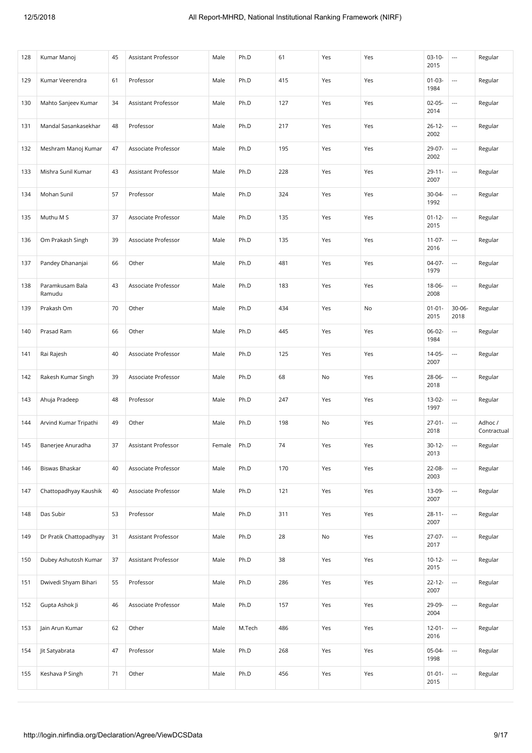| 128 | Kumar Manoj | 45 | Assistant Professor | Male | Ph.D | 61 | Yes | Yes | 03-10-2015 | --- | Regular |
|---|---|---|---|---|---|---|---|---|---|---|---|
| 129 | Kumar Veerendra | 61 | Professor | Male | Ph.D | 415 | Yes | Yes | 01-03-1984 | --- | Regular |
| 130 | Mahto Sanjeev Kumar | 34 | Assistant Professor | Male | Ph.D | 127 | Yes | Yes | 02-05-2014 | --- | Regular |
| 131 | Mandal Sasankasekhar | 48 | Professor | Male | Ph.D | 217 | Yes | Yes | 26-12-2002 | --- | Regular |
| 132 | Meshram Manoj Kumar | 47 | Associate Professor | Male | Ph.D | 195 | Yes | Yes | 29-07-2002 | --- | Regular |
| 133 | Mishra Sunil Kumar | 43 | Assistant Professor | Male | Ph.D | 228 | Yes | Yes | 29-11-2007 | --- | Regular |
| 134 | Mohan Sunil | 57 | Professor | Male | Ph.D | 324 | Yes | Yes | 30-04-1992 | --- | Regular |
| 135 | Muthu M S | 37 | Associate Professor | Male | Ph.D | 135 | Yes | Yes | 01-12-2015 | --- | Regular |
| 136 | Om Prakash Singh | 39 | Associate Professor | Male | Ph.D | 135 | Yes | Yes | 11-07-2016 | --- | Regular |
| 137 | Pandey Dhananjai | 66 | Other | Male | Ph.D | 481 | Yes | Yes | 04-07-1979 | --- | Regular |
| 138 | Paramkusam Bala Ramudu | 43 | Associate Professor | Male | Ph.D | 183 | Yes | Yes | 18-06-2008 | --- | Regular |
| 139 | Prakash Om | 70 | Other | Male | Ph.D | 434 | Yes | No | 01-01-2015 | 30-06-2018 | Regular |
| 140 | Prasad Ram | 66 | Other | Male | Ph.D | 445 | Yes | Yes | 06-02-1984 | --- | Regular |
| 141 | Rai Rajesh | 40 | Associate Professor | Male | Ph.D | 125 | Yes | Yes | 14-05-2007 | --- | Regular |
| 142 | Rakesh Kumar Singh | 39 | Associate Professor | Male | Ph.D | 68 | No | Yes | 28-06-2018 | --- | Regular |
| 143 | Ahuja Pradeep | 48 | Professor | Male | Ph.D | 247 | Yes | Yes | 13-02-1997 | --- | Regular |
| 144 | Arvind Kumar Tripathi | 49 | Other | Male | Ph.D | 198 | No | Yes | 27-01-2018 | --- | Adhoc / Contractual |
| 145 | Banerjee Anuradha | 37 | Assistant Professor | Female | Ph.D | 74 | Yes | Yes | 30-12-2013 | --- | Regular |
| 146 | Biswas Bhaskar | 40 | Associate Professor | Male | Ph.D | 170 | Yes | Yes | 22-08-2003 | --- | Regular |
| 147 | Chattopadhyay Kaushik | 40 | Associate Professor | Male | Ph.D | 121 | Yes | Yes | 13-09-2007 | --- | Regular |
| 148 | Das Subir | 53 | Professor | Male | Ph.D | 311 | Yes | Yes | 28-11-2007 | --- | Regular |
| 149 | Dr Pratik Chattopadhyay | 31 | Assistant Professor | Male | Ph.D | 28 | No | Yes | 27-07-2017 | --- | Regular |
| 150 | Dubey Ashutosh Kumar | 37 | Assistant Professor | Male | Ph.D | 38 | Yes | Yes | 10-12-2015 | --- | Regular |
| 151 | Dwivedi Shyam Bihari | 55 | Professor | Male | Ph.D | 286 | Yes | Yes | 22-12-2007 | --- | Regular |
| 152 | Gupta Ashok Ji | 46 | Associate Professor | Male | Ph.D | 157 | Yes | Yes | 29-09-2004 | --- | Regular |
| 153 | Jain Arun Kumar | 62 | Other | Male | M.Tech | 486 | Yes | Yes | 12-01-2016 | --- | Regular |
| 154 | Jit Satyabrata | 47 | Professor | Male | Ph.D | 268 | Yes | Yes | 05-04-1998 | --- | Regular |
| 155 | Keshava P Singh | 71 | Other | Male | Ph.D | 456 | Yes | Yes | 01-01-2015 | --- | Regular |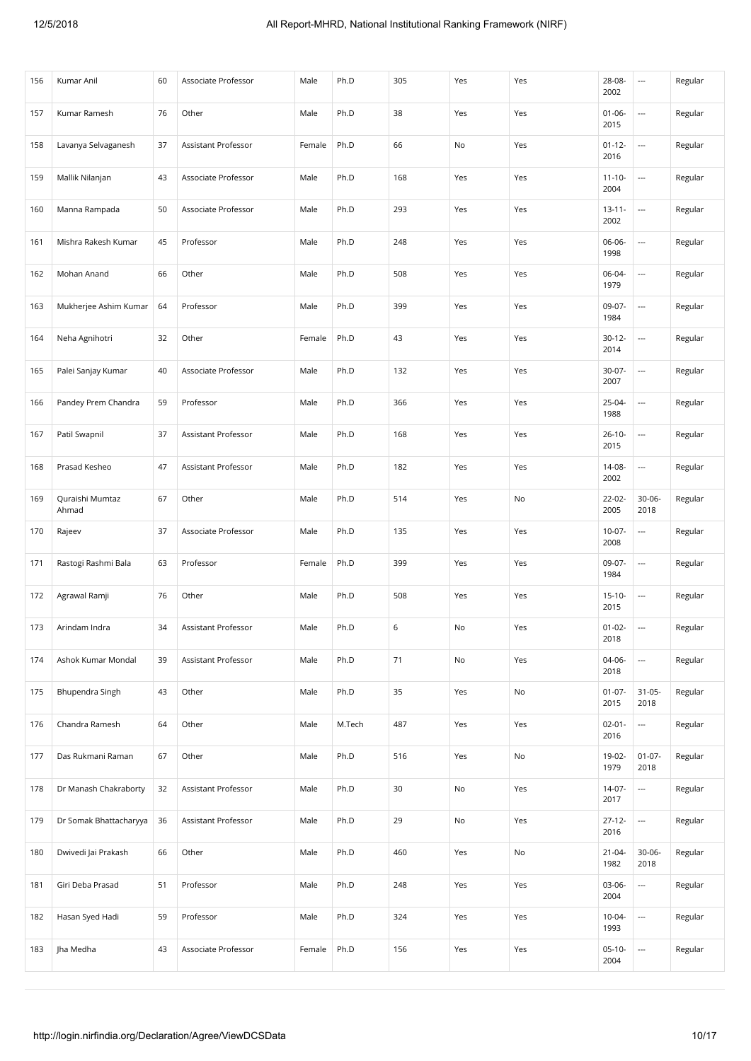| 156 | Kumar Anil | 60 | Associate Professor | Male | Ph.D | 305 | Yes | Yes | 28-08-2002 | --- | Regular |
|---|---|---|---|---|---|---|---|---|---|---|---|
| 157 | Kumar Ramesh | 76 | Other | Male | Ph.D | 38 | Yes | Yes | 01-06-2015 | --- | Regular |
| 158 | Lavanya Selvaganesh | 37 | Assistant Professor | Female | Ph.D | 66 | No | Yes | 01-12-2016 | --- | Regular |
| 159 | Mallik Nilanjan | 43 | Associate Professor | Male | Ph.D | 168 | Yes | Yes | 11-10-2004 | --- | Regular |
| 160 | Manna Rampada | 50 | Associate Professor | Male | Ph.D | 293 | Yes | Yes | 13-11-2002 | --- | Regular |
| 161 | Mishra Rakesh Kumar | 45 | Professor | Male | Ph.D | 248 | Yes | Yes | 06-06-1998 | --- | Regular |
| 162 | Mohan Anand | 66 | Other | Male | Ph.D | 508 | Yes | Yes | 06-04-1979 | --- | Regular |
| 163 | Mukherjee Ashim Kumar | 64 | Professor | Male | Ph.D | 399 | Yes | Yes | 09-07-1984 | --- | Regular |
| 164 | Neha Agnihotri | 32 | Other | Female | Ph.D | 43 | Yes | Yes | 30-12-2014 | --- | Regular |
| 165 | Palei Sanjay Kumar | 40 | Associate Professor | Male | Ph.D | 132 | Yes | Yes | 30-07-2007 | --- | Regular |
| 166 | Pandey Prem Chandra | 59 | Professor | Male | Ph.D | 366 | Yes | Yes | 25-04-1988 | --- | Regular |
| 167 | Patil Swapnil | 37 | Assistant Professor | Male | Ph.D | 168 | Yes | Yes | 26-10-2015 | --- | Regular |
| 168 | Prasad Kesheo | 47 | Assistant Professor | Male | Ph.D | 182 | Yes | Yes | 14-08-2002 | --- | Regular |
| 169 | Quraishi Mumtaz Ahmad | 67 | Other | Male | Ph.D | 514 | Yes | No | 22-02-2005 | 30-06-2018 | Regular |
| 170 | Rajeev | 37 | Associate Professor | Male | Ph.D | 135 | Yes | Yes | 10-07-2008 | --- | Regular |
| 171 | Rastogi Rashmi Bala | 63 | Professor | Female | Ph.D | 399 | Yes | Yes | 09-07-1984 | --- | Regular |
| 172 | Agrawal Ramji | 76 | Other | Male | Ph.D | 508 | Yes | Yes | 15-10-2015 | --- | Regular |
| 173 | Arindam Indra | 34 | Assistant Professor | Male | Ph.D | 6 | No | Yes | 01-02-2018 | --- | Regular |
| 174 | Ashok Kumar Mondal | 39 | Assistant Professor | Male | Ph.D | 71 | No | Yes | 04-06-2018 | --- | Regular |
| 175 | Bhupendra Singh | 43 | Other | Male | Ph.D | 35 | Yes | No | 01-07-2015 | 31-05-2018 | Regular |
| 176 | Chandra Ramesh | 64 | Other | Male | M.Tech | 487 | Yes | Yes | 02-01-2016 | --- | Regular |
| 177 | Das Rukmani Raman | 67 | Other | Male | Ph.D | 516 | Yes | No | 19-02-1979 | 01-07-2018 | Regular |
| 178 | Dr Manash Chakraborty | 32 | Assistant Professor | Male | Ph.D | 30 | No | Yes | 14-07-2017 | --- | Regular |
| 179 | Dr Somak Bhattacharyya | 36 | Assistant Professor | Male | Ph.D | 29 | No | Yes | 27-12-2016 | --- | Regular |
| 180 | Dwivedi Jai Prakash | 66 | Other | Male | Ph.D | 460 | Yes | No | 21-04-1982 | 30-06-2018 | Regular |
| 181 | Giri Deba Prasad | 51 | Professor | Male | Ph.D | 248 | Yes | Yes | 03-06-2004 | --- | Regular |
| 182 | Hasan Syed Hadi | 59 | Professor | Male | Ph.D | 324 | Yes | Yes | 10-04-1993 | --- | Regular |
| 183 | Jha Medha | 43 | Associate Professor | Female | Ph.D | 156 | Yes | Yes | 05-10-2004 | --- | Regular |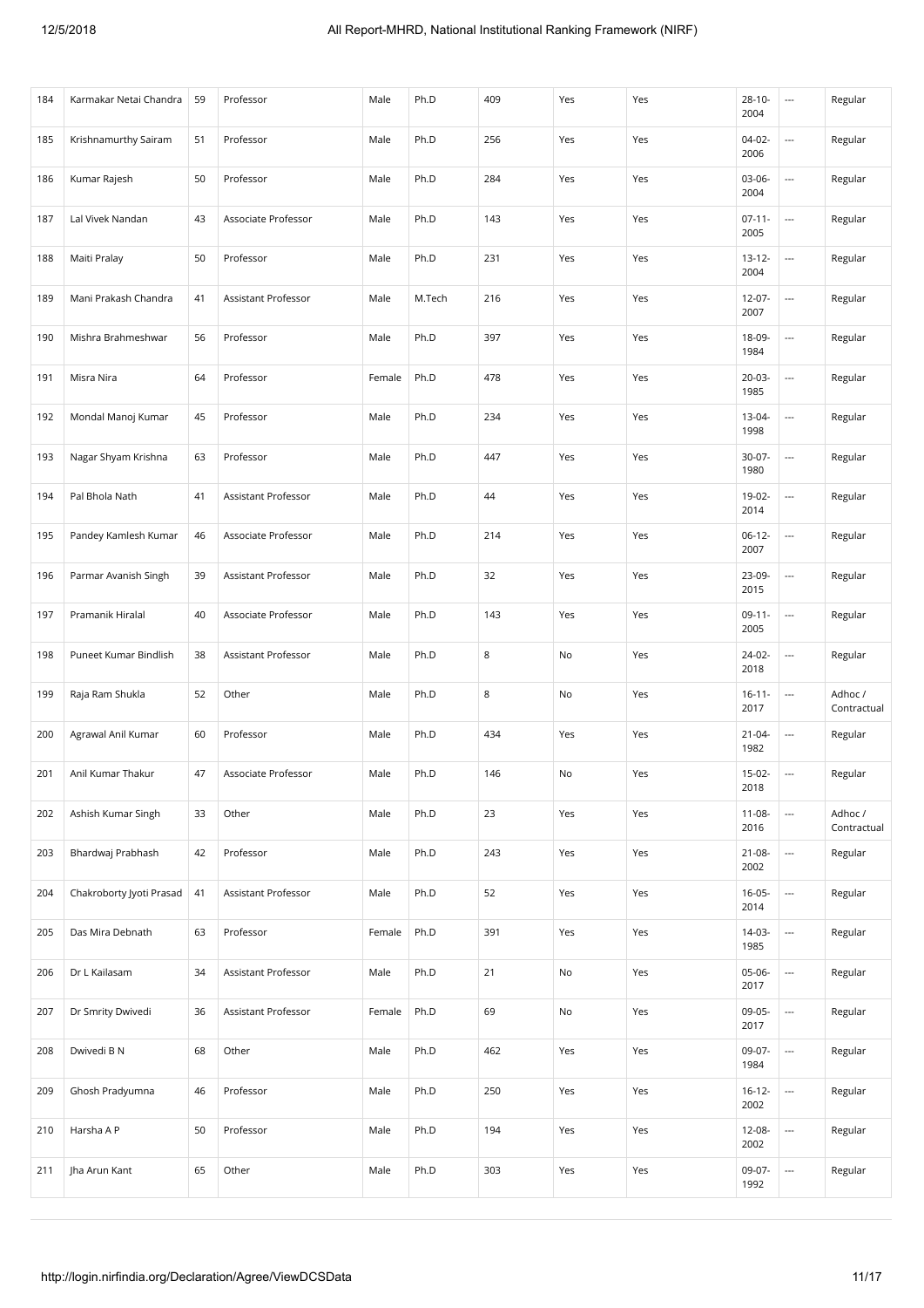| 184 | Karmakar Netai Chandra | 59 | Professor | Male | Ph.D | 409 | Yes | Yes | 28-10-2004 | --- | Regular |
|---|---|---|---|---|---|---|---|---|---|---|---|
| 185 | Krishnamurthy Sairam | 51 | Professor | Male | Ph.D | 256 | Yes | Yes | 04-02-2006 | --- | Regular |
| 186 | Kumar Rajesh | 50 | Professor | Male | Ph.D | 284 | Yes | Yes | 03-06-2004 | --- | Regular |
| 187 | Lal Vivek Nandan | 43 | Associate Professor | Male | Ph.D | 143 | Yes | Yes | 07-11-2005 | --- | Regular |
| 188 | Maiti Pralay | 50 | Professor | Male | Ph.D | 231 | Yes | Yes | 13-12-2004 | --- | Regular |
| 189 | Mani Prakash Chandra | 41 | Assistant Professor | Male | M.Tech | 216 | Yes | Yes | 12-07-2007 | --- | Regular |
| 190 | Mishra Brahmeshwar | 56 | Professor | Male | Ph.D | 397 | Yes | Yes | 18-09-1984 | --- | Regular |
| 191 | Misra Nira | 64 | Professor | Female | Ph.D | 478 | Yes | Yes | 20-03-1985 | --- | Regular |
| 192 | Mondal Manoj Kumar | 45 | Professor | Male | Ph.D | 234 | Yes | Yes | 13-04-1998 | --- | Regular |
| 193 | Nagar Shyam Krishna | 63 | Professor | Male | Ph.D | 447 | Yes | Yes | 30-07-1980 | --- | Regular |
| 194 | Pal Bhola Nath | 41 | Assistant Professor | Male | Ph.D | 44 | Yes | Yes | 19-02-2014 | --- | Regular |
| 195 | Pandey Kamlesh Kumar | 46 | Associate Professor | Male | Ph.D | 214 | Yes | Yes | 06-12-2007 | --- | Regular |
| 196 | Parmar Avanish Singh | 39 | Assistant Professor | Male | Ph.D | 32 | Yes | Yes | 23-09-2015 | --- | Regular |
| 197 | Pramanik Hiralal | 40 | Associate Professor | Male | Ph.D | 143 | Yes | Yes | 09-11-2005 | --- | Regular |
| 198 | Puneet Kumar Bindlish | 38 | Assistant Professor | Male | Ph.D | 8 | No | Yes | 24-02-2018 | --- | Regular |
| 199 | Raja Ram Shukla | 52 | Other | Male | Ph.D | 8 | No | Yes | 16-11-2017 | --- | Adhoc / Contractual |
| 200 | Agrawal Anil Kumar | 60 | Professor | Male | Ph.D | 434 | Yes | Yes | 21-04-1982 | --- | Regular |
| 201 | Anil Kumar Thakur | 47 | Associate Professor | Male | Ph.D | 146 | No | Yes | 15-02-2018 | --- | Regular |
| 202 | Ashish Kumar Singh | 33 | Other | Male | Ph.D | 23 | Yes | Yes | 11-08-2016 | --- | Adhoc / Contractual |
| 203 | Bhardwaj Prabhash | 42 | Professor | Male | Ph.D | 243 | Yes | Yes | 21-08-2002 | --- | Regular |
| 204 | Chakroborty Jyoti Prasad | 41 | Assistant Professor | Male | Ph.D | 52 | Yes | Yes | 16-05-2014 | --- | Regular |
| 205 | Das Mira Debnath | 63 | Professor | Female | Ph.D | 391 | Yes | Yes | 14-03-1985 | --- | Regular |
| 206 | Dr L Kailasam | 34 | Assistant Professor | Male | Ph.D | 21 | No | Yes | 05-06-2017 | --- | Regular |
| 207 | Dr Smrity Dwivedi | 36 | Assistant Professor | Female | Ph.D | 69 | No | Yes | 09-05-2017 | --- | Regular |
| 208 | Dwivedi B N | 68 | Other | Male | Ph.D | 462 | Yes | Yes | 09-07-1984 | --- | Regular |
| 209 | Ghosh Pradyumna | 46 | Professor | Male | Ph.D | 250 | Yes | Yes | 16-12-2002 | --- | Regular |
| 210 | Harsha A P | 50 | Professor | Male | Ph.D | 194 | Yes | Yes | 12-08-2002 | --- | Regular |
| 211 | Jha Arun Kant | 65 | Other | Male | Ph.D | 303 | Yes | Yes | 09-07-1992 | --- | Regular |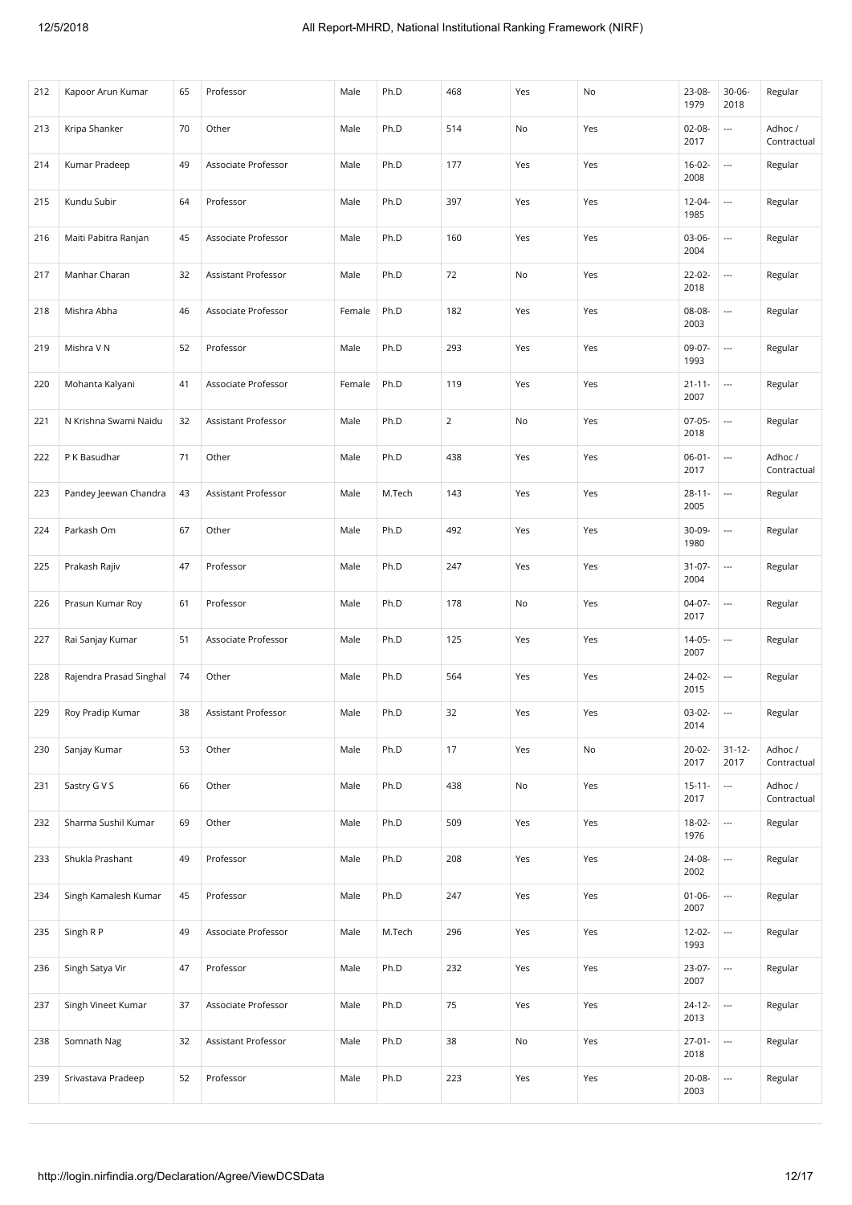| 212 | Kapoor Arun Kumar | 65 | Professor | Male | Ph.D | 468 | Yes | No | 23-08-1979 | 30-06-2018 | Regular |
|---|---|---|---|---|---|---|---|---|---|---|---|
| 213 | Kripa Shanker | 70 | Other | Male | Ph.D | 514 | No | Yes | 02-08-2017 | --- | Adhoc / Contractual |
| 214 | Kumar Pradeep | 49 | Associate Professor | Male | Ph.D | 177 | Yes | Yes | 16-02-2008 | --- | Regular |
| 215 | Kundu Subir | 64 | Professor | Male | Ph.D | 397 | Yes | Yes | 12-04-1985 | --- | Regular |
| 216 | Maiti Pabitra Ranjan | 45 | Associate Professor | Male | Ph.D | 160 | Yes | Yes | 03-06-2004 | --- | Regular |
| 217 | Manhar Charan | 32 | Assistant Professor | Male | Ph.D | 72 | No | Yes | 22-02-2018 | --- | Regular |
| 218 | Mishra Abha | 46 | Associate Professor | Female | Ph.D | 182 | Yes | Yes | 08-08-2003 | --- | Regular |
| 219 | Mishra V N | 52 | Professor | Male | Ph.D | 293 | Yes | Yes | 09-07-1993 | --- | Regular |
| 220 | Mohanta Kalyani | 41 | Associate Professor | Female | Ph.D | 119 | Yes | Yes | 21-11-2007 | --- | Regular |
| 221 | N Krishna Swami Naidu | 32 | Assistant Professor | Male | Ph.D | 2 | No | Yes | 07-05-2018 | --- | Regular |
| 222 | P K Basudhar | 71 | Other | Male | Ph.D | 438 | Yes | Yes | 06-01-2017 | --- | Adhoc / Contractual |
| 223 | Pandey Jeewan Chandra | 43 | Assistant Professor | Male | M.Tech | 143 | Yes | Yes | 28-11-2005 | --- | Regular |
| 224 | Parkash Om | 67 | Other | Male | Ph.D | 492 | Yes | Yes | 30-09-1980 | --- | Regular |
| 225 | Prakash Rajiv | 47 | Professor | Male | Ph.D | 247 | Yes | Yes | 31-07-2004 | --- | Regular |
| 226 | Prasun Kumar Roy | 61 | Professor | Male | Ph.D | 178 | No | Yes | 04-07-2017 | --- | Regular |
| 227 | Rai Sanjay Kumar | 51 | Associate Professor | Male | Ph.D | 125 | Yes | Yes | 14-05-2007 | --- | Regular |
| 228 | Rajendra Prasad Singhal | 74 | Other | Male | Ph.D | 564 | Yes | Yes | 24-02-2015 | --- | Regular |
| 229 | Roy Pradip Kumar | 38 | Assistant Professor | Male | Ph.D | 32 | Yes | Yes | 03-02-2014 | --- | Regular |
| 230 | Sanjay Kumar | 53 | Other | Male | Ph.D | 17 | Yes | No | 20-02-2017 | 31-12-2017 | Adhoc / Contractual |
| 231 | Sastry G V S | 66 | Other | Male | Ph.D | 438 | No | Yes | 15-11-2017 | --- | Adhoc / Contractual |
| 232 | Sharma Sushil Kumar | 69 | Other | Male | Ph.D | 509 | Yes | Yes | 18-02-1976 | --- | Regular |
| 233 | Shukla Prashant | 49 | Professor | Male | Ph.D | 208 | Yes | Yes | 24-08-2002 | --- | Regular |
| 234 | Singh Kamalesh Kumar | 45 | Professor | Male | Ph.D | 247 | Yes | Yes | 01-06-2007 | --- | Regular |
| 235 | Singh R P | 49 | Associate Professor | Male | M.Tech | 296 | Yes | Yes | 12-02-1993 | --- | Regular |
| 236 | Singh Satya Vir | 47 | Professor | Male | Ph.D | 232 | Yes | Yes | 23-07-2007 | --- | Regular |
| 237 | Singh Vineet Kumar | 37 | Associate Professor | Male | Ph.D | 75 | Yes | Yes | 24-12-2013 | --- | Regular |
| 238 | Somnath Nag | 32 | Assistant Professor | Male | Ph.D | 38 | No | Yes | 27-01-2018 | --- | Regular |
| 239 | Srivastava Pradeep | 52 | Professor | Male | Ph.D | 223 | Yes | Yes | 20-08-2003 | --- | Regular |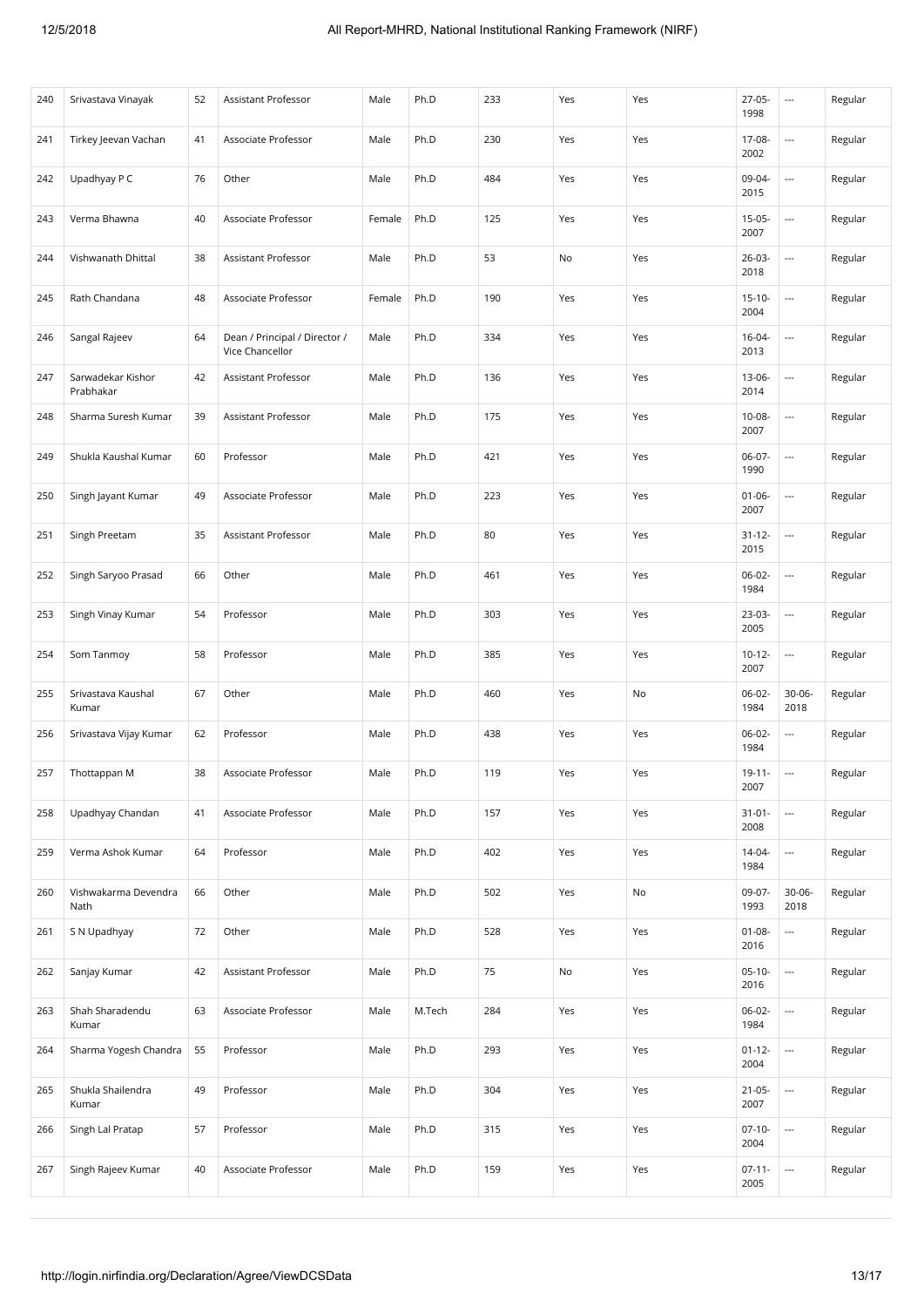| 240 | Srivastava Vinayak | 52 | Assistant Professor | Male | Ph.D | 233 | Yes | Yes | 27-05-1998 | --- | Regular |
|---|---|---|---|---|---|---|---|---|---|---|---|
| 241 | Tirkey Jeevan Vachan | 41 | Associate Professor | Male | Ph.D | 230 | Yes | Yes | 17-08-2002 | --- | Regular |
| 242 | Upadhyay P C | 76 | Other | Male | Ph.D | 484 | Yes | Yes | 09-04-2015 | --- | Regular |
| 243 | Verma Bhawna | 40 | Associate Professor | Female | Ph.D | 125 | Yes | Yes | 15-05-2007 | --- | Regular |
| 244 | Vishwanath Dhittal | 38 | Assistant Professor | Male | Ph.D | 53 | No | Yes | 26-03-2018 | --- | Regular |
| 245 | Rath Chandana | 48 | Associate Professor | Female | Ph.D | 190 | Yes | Yes | 15-10-2004 | --- | Regular |
| 246 | Sangal Rajeev | 64 | Dean / Principal / Director / Vice Chancellor | Male | Ph.D | 334 | Yes | Yes | 16-04-2013 | --- | Regular |
| 247 | Sarwadekar Kishor Prabhakar | 42 | Assistant Professor | Male | Ph.D | 136 | Yes | Yes | 13-06-2014 | --- | Regular |
| 248 | Sharma Suresh Kumar | 39 | Assistant Professor | Male | Ph.D | 175 | Yes | Yes | 10-08-2007 | --- | Regular |
| 249 | Shukla Kaushal Kumar | 60 | Professor | Male | Ph.D | 421 | Yes | Yes | 06-07-1990 | --- | Regular |
| 250 | Singh Jayant Kumar | 49 | Associate Professor | Male | Ph.D | 223 | Yes | Yes | 01-06-2007 | --- | Regular |
| 251 | Singh Preetam | 35 | Assistant Professor | Male | Ph.D | 80 | Yes | Yes | 31-12-2015 | --- | Regular |
| 252 | Singh Saryoo Prasad | 66 | Other | Male | Ph.D | 461 | Yes | Yes | 06-02-1984 | --- | Regular |
| 253 | Singh Vinay Kumar | 54 | Professor | Male | Ph.D | 303 | Yes | Yes | 23-03-2005 | --- | Regular |
| 254 | Som Tanmoy | 58 | Professor | Male | Ph.D | 385 | Yes | Yes | 10-12-2007 | --- | Regular |
| 255 | Srivastava Kaushal Kumar | 67 | Other | Male | Ph.D | 460 | Yes | No | 06-02-1984 | 30-06-2018 | Regular |
| 256 | Srivastava Vijay Kumar | 62 | Professor | Male | Ph.D | 438 | Yes | Yes | 06-02-1984 | --- | Regular |
| 257 | Thottappan M | 38 | Associate Professor | Male | Ph.D | 119 | Yes | Yes | 19-11-2007 | --- | Regular |
| 258 | Upadhyay Chandan | 41 | Associate Professor | Male | Ph.D | 157 | Yes | Yes | 31-01-2008 | --- | Regular |
| 259 | Verma Ashok Kumar | 64 | Professor | Male | Ph.D | 402 | Yes | Yes | 14-04-1984 | --- | Regular |
| 260 | Vishwakarma Devendra Nath | 66 | Other | Male | Ph.D | 502 | Yes | No | 09-07-1993 | 30-06-2018 | Regular |
| 261 | S N Upadhyay | 72 | Other | Male | Ph.D | 528 | Yes | Yes | 01-08-2016 | --- | Regular |
| 262 | Sanjay Kumar | 42 | Assistant Professor | Male | Ph.D | 75 | No | Yes | 05-10-2016 | --- | Regular |
| 263 | Shah Sharadendu Kumar | 63 | Associate Professor | Male | M.Tech | 284 | Yes | Yes | 06-02-1984 | --- | Regular |
| 264 | Sharma Yogesh Chandra | 55 | Professor | Male | Ph.D | 293 | Yes | Yes | 01-12-2004 | --- | Regular |
| 265 | Shukla Shailendra Kumar | 49 | Professor | Male | Ph.D | 304 | Yes | Yes | 21-05-2007 | --- | Regular |
| 266 | Singh Lal Pratap | 57 | Professor | Male | Ph.D | 315 | Yes | Yes | 07-10-2004 | --- | Regular |
| 267 | Singh Rajeev Kumar | 40 | Associate Professor | Male | Ph.D | 159 | Yes | Yes | 07-11-2005 | --- | Regular |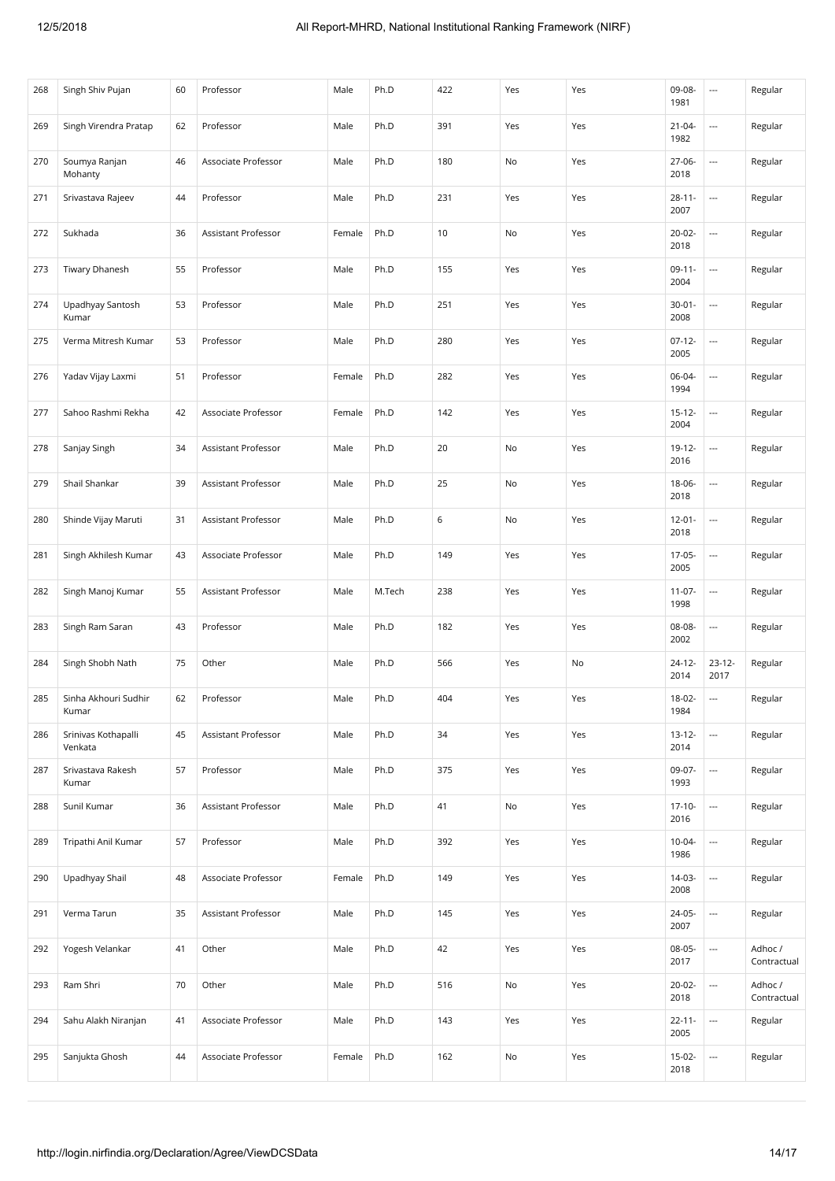| 268 | Singh Shiv Pujan | 60 | Professor | Male | Ph.D | 422 | Yes | Yes | 09-08-1981 | --- | Regular |
|---|---|---|---|---|---|---|---|---|---|---|---|
| 269 | Singh Virendra Pratap | 62 | Professor | Male | Ph.D | 391 | Yes | Yes | 21-04-1982 | --- | Regular |
| 270 | Soumya Ranjan Mohanty | 46 | Associate Professor | Male | Ph.D | 180 | No | Yes | 27-06-2018 | --- | Regular |
| 271 | Srivastava Rajeev | 44 | Professor | Male | Ph.D | 231 | Yes | Yes | 28-11-2007 | --- | Regular |
| 272 | Sukhada | 36 | Assistant Professor | Female | Ph.D | 10 | No | Yes | 20-02-2018 | --- | Regular |
| 273 | Tiwary Dhanesh | 55 | Professor | Male | Ph.D | 155 | Yes | Yes | 09-11-2004 | --- | Regular |
| 274 | Upadhyay Santosh Kumar | 53 | Professor | Male | Ph.D | 251 | Yes | Yes | 30-01-2008 | --- | Regular |
| 275 | Verma Mitresh Kumar | 53 | Professor | Male | Ph.D | 280 | Yes | Yes | 07-12-2005 | --- | Regular |
| 276 | Yadav Vijay Laxmi | 51 | Professor | Female | Ph.D | 282 | Yes | Yes | 06-04-1994 | --- | Regular |
| 277 | Sahoo Rashmi Rekha | 42 | Associate Professor | Female | Ph.D | 142 | Yes | Yes | 15-12-2004 | --- | Regular |
| 278 | Sanjay Singh | 34 | Assistant Professor | Male | Ph.D | 20 | No | Yes | 19-12-2016 | --- | Regular |
| 279 | Shail Shankar | 39 | Assistant Professor | Male | Ph.D | 25 | No | Yes | 18-06-2018 | --- | Regular |
| 280 | Shinde Vijay Maruti | 31 | Assistant Professor | Male | Ph.D | 6 | No | Yes | 12-01-2018 | --- | Regular |
| 281 | Singh Akhilesh Kumar | 43 | Associate Professor | Male | Ph.D | 149 | Yes | Yes | 17-05-2005 | --- | Regular |
| 282 | Singh Manoj Kumar | 55 | Assistant Professor | Male | M.Tech | 238 | Yes | Yes | 11-07-1998 | --- | Regular |
| 283 | Singh Ram Saran | 43 | Professor | Male | Ph.D | 182 | Yes | Yes | 08-08-2002 | --- | Regular |
| 284 | Singh Shobh Nath | 75 | Other | Male | Ph.D | 566 | Yes | No | 24-12-2014 | 23-12-2017 | Regular |
| 285 | Sinha Akhouri Sudhir Kumar | 62 | Professor | Male | Ph.D | 404 | Yes | Yes | 18-02-1984 | --- | Regular |
| 286 | Srinivas Kothapalli Venkata | 45 | Assistant Professor | Male | Ph.D | 34 | Yes | Yes | 13-12-2014 | --- | Regular |
| 287 | Srivastava Rakesh Kumar | 57 | Professor | Male | Ph.D | 375 | Yes | Yes | 09-07-1993 | --- | Regular |
| 288 | Sunil Kumar | 36 | Assistant Professor | Male | Ph.D | 41 | No | Yes | 17-10-2016 | --- | Regular |
| 289 | Tripathi Anil Kumar | 57 | Professor | Male | Ph.D | 392 | Yes | Yes | 10-04-1986 | --- | Regular |
| 290 | Upadhyay Shail | 48 | Associate Professor | Female | Ph.D | 149 | Yes | Yes | 14-03-2008 | --- | Regular |
| 291 | Verma Tarun | 35 | Assistant Professor | Male | Ph.D | 145 | Yes | Yes | 24-05-2007 | --- | Regular |
| 292 | Yogesh Velankar | 41 | Other | Male | Ph.D | 42 | Yes | Yes | 08-05-2017 | --- | Adhoc / Contractual |
| 293 | Ram Shri | 70 | Other | Male | Ph.D | 516 | No | Yes | 20-02-2018 | --- | Adhoc / Contractual |
| 294 | Sahu Alakh Niranjan | 41 | Associate Professor | Male | Ph.D | 143 | Yes | Yes | 22-11-2005 | --- | Regular |
| 295 | Sanjukta Ghosh | 44 | Associate Professor | Female | Ph.D | 162 | No | Yes | 15-02-2018 | --- | Regular |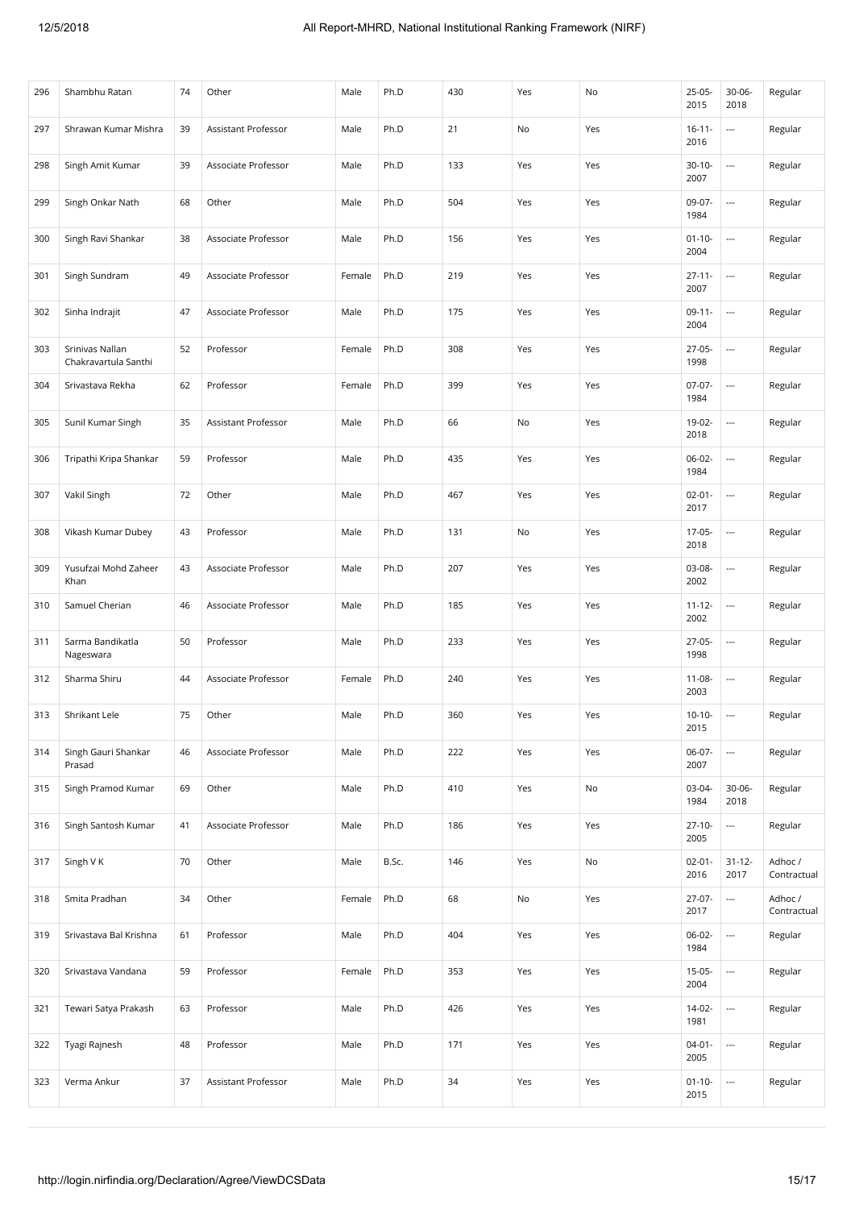| 296 | Shambhu Ratan | 74 | Other | Male | Ph.D | 430 | Yes | No | 25-05-2015 | 30-06-2018 | Regular |
|---|---|---|---|---|---|---|---|---|---|---|---|
| 297 | Shrawan Kumar Mishra | 39 | Assistant Professor | Male | Ph.D | 21 | No | Yes | 16-11-2016 | --- | Regular |
| 298 | Singh Amit Kumar | 39 | Associate Professor | Male | Ph.D | 133 | Yes | Yes | 30-10-2007 | --- | Regular |
| 299 | Singh Onkar Nath | 68 | Other | Male | Ph.D | 504 | Yes | Yes | 09-07-1984 | --- | Regular |
| 300 | Singh Ravi Shankar | 38 | Associate Professor | Male | Ph.D | 156 | Yes | Yes | 01-10-2004 | --- | Regular |
| 301 | Singh Sundram | 49 | Associate Professor | Female | Ph.D | 219 | Yes | Yes | 27-11-2007 | --- | Regular |
| 302 | Sinha Indrajit | 47 | Associate Professor | Male | Ph.D | 175 | Yes | Yes | 09-11-2004 | --- | Regular |
| 303 | Srinivas Nallan Chakravartula Santhi | 52 | Professor | Female | Ph.D | 308 | Yes | Yes | 27-05-1998 | --- | Regular |
| 304 | Srivastava Rekha | 62 | Professor | Female | Ph.D | 399 | Yes | Yes | 07-07-1984 | --- | Regular |
| 305 | Sunil Kumar Singh | 35 | Assistant Professor | Male | Ph.D | 66 | No | Yes | 19-02-2018 | --- | Regular |
| 306 | Tripathi Kripa Shankar | 59 | Professor | Male | Ph.D | 435 | Yes | Yes | 06-02-1984 | --- | Regular |
| 307 | Vakil Singh | 72 | Other | Male | Ph.D | 467 | Yes | Yes | 02-01-2017 | --- | Regular |
| 308 | Vikash Kumar Dubey | 43 | Professor | Male | Ph.D | 131 | No | Yes | 17-05-2018 | --- | Regular |
| 309 | Yusufzai Mohd Zaheer Khan | 43 | Associate Professor | Male | Ph.D | 207 | Yes | Yes | 03-08-2002 | --- | Regular |
| 310 | Samuel Cherian | 46 | Associate Professor | Male | Ph.D | 185 | Yes | Yes | 11-12-2002 | --- | Regular |
| 311 | Sarma Bandikatla Nageswara | 50 | Professor | Male | Ph.D | 233 | Yes | Yes | 27-05-1998 | --- | Regular |
| 312 | Sharma Shiru | 44 | Associate Professor | Female | Ph.D | 240 | Yes | Yes | 11-08-2003 | --- | Regular |
| 313 | Shrikant Lele | 75 | Other | Male | Ph.D | 360 | Yes | Yes | 10-10-2015 | --- | Regular |
| 314 | Singh Gauri Shankar Prasad | 46 | Associate Professor | Male | Ph.D | 222 | Yes | Yes | 06-07-2007 | --- | Regular |
| 315 | Singh Pramod Kumar | 69 | Other | Male | Ph.D | 410 | Yes | No | 03-04-1984 | 30-06-2018 | Regular |
| 316 | Singh Santosh Kumar | 41 | Associate Professor | Male | Ph.D | 186 | Yes | Yes | 27-10-2005 | --- | Regular |
| 317 | Singh V K | 70 | Other | Male | B.Sc. | 146 | Yes | No | 02-01-2016 | 31-12-2017 | Adhoc / Contractual |
| 318 | Smita Pradhan | 34 | Other | Female | Ph.D | 68 | No | Yes | 27-07-2017 | --- | Adhoc / Contractual |
| 319 | Srivastava Bal Krishna | 61 | Professor | Male | Ph.D | 404 | Yes | Yes | 06-02-1984 | --- | Regular |
| 320 | Srivastava Vandana | 59 | Professor | Female | Ph.D | 353 | Yes | Yes | 15-05-2004 | --- | Regular |
| 321 | Tewari Satya Prakash | 63 | Professor | Male | Ph.D | 426 | Yes | Yes | 14-02-1981 | --- | Regular |
| 322 | Tyagi Rajnesh | 48 | Professor | Male | Ph.D | 171 | Yes | Yes | 04-01-2005 | --- | Regular |
| 323 | Verma Ankur | 37 | Assistant Professor | Male | Ph.D | 34 | Yes | Yes | 01-10-2015 | --- | Regular |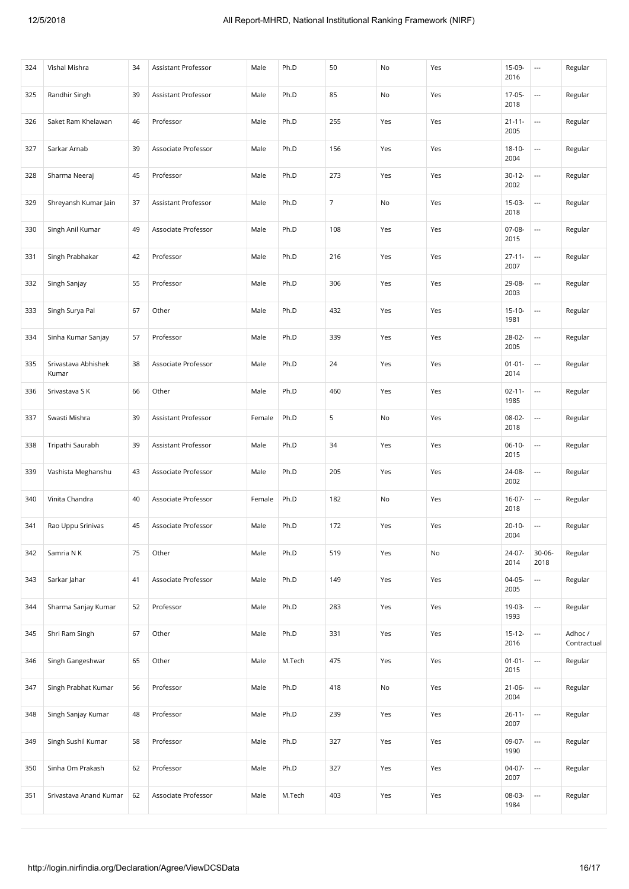| 324 | Vishal Mishra | 34 | Assistant Professor | Male | Ph.D | 50 | No | Yes | 15-09-2016 | --- | Regular |
|---|---|---|---|---|---|---|---|---|---|---|---|
| 325 | Randhir Singh | 39 | Assistant Professor | Male | Ph.D | 85 | No | Yes | 17-05-2018 | --- | Regular |
| 326 | Saket Ram Khelawan | 46 | Professor | Male | Ph.D | 255 | Yes | Yes | 21-11-2005 | --- | Regular |
| 327 | Sarkar Arnab | 39 | Associate Professor | Male | Ph.D | 156 | Yes | Yes | 18-10-2004 | --- | Regular |
| 328 | Sharma Neeraj | 45 | Professor | Male | Ph.D | 273 | Yes | Yes | 30-12-2002 | --- | Regular |
| 329 | Shreyansh Kumar Jain | 37 | Assistant Professor | Male | Ph.D | 7 | No | Yes | 15-03-2018 | --- | Regular |
| 330 | Singh Anil Kumar | 49 | Associate Professor | Male | Ph.D | 108 | Yes | Yes | 07-08-2015 | --- | Regular |
| 331 | Singh Prabhakar | 42 | Professor | Male | Ph.D | 216 | Yes | Yes | 27-11-2007 | --- | Regular |
| 332 | Singh Sanjay | 55 | Professor | Male | Ph.D | 306 | Yes | Yes | 29-08-2003 | --- | Regular |
| 333 | Singh Surya Pal | 67 | Other | Male | Ph.D | 432 | Yes | Yes | 15-10-1981 | --- | Regular |
| 334 | Sinha Kumar Sanjay | 57 | Professor | Male | Ph.D | 339 | Yes | Yes | 28-02-2005 | --- | Regular |
| 335 | Srivastava Abhishek Kumar | 38 | Associate Professor | Male | Ph.D | 24 | Yes | Yes | 01-01-2014 | --- | Regular |
| 336 | Srivastava S K | 66 | Other | Male | Ph.D | 460 | Yes | Yes | 02-11-1985 | --- | Regular |
| 337 | Swasti Mishra | 39 | Assistant Professor | Female | Ph.D | 5 | No | Yes | 08-02-2018 | --- | Regular |
| 338 | Tripathi Saurabh | 39 | Assistant Professor | Male | Ph.D | 34 | Yes | Yes | 06-10-2015 | --- | Regular |
| 339 | Vashista Meghanshu | 43 | Associate Professor | Male | Ph.D | 205 | Yes | Yes | 24-08-2002 | --- | Regular |
| 340 | Vinita Chandra | 40 | Associate Professor | Female | Ph.D | 182 | No | Yes | 16-07-2018 | --- | Regular |
| 341 | Rao Uppu Srinivas | 45 | Associate Professor | Male | Ph.D | 172 | Yes | Yes | 20-10-2004 | --- | Regular |
| 342 | Samria N K | 75 | Other | Male | Ph.D | 519 | Yes | No | 24-07-2014 | 30-06-2018 | Regular |
| 343 | Sarkar Jahar | 41 | Associate Professor | Male | Ph.D | 149 | Yes | Yes | 04-05-2005 | --- | Regular |
| 344 | Sharma Sanjay Kumar | 52 | Professor | Male | Ph.D | 283 | Yes | Yes | 19-03-1993 | --- | Regular |
| 345 | Shri Ram Singh | 67 | Other | Male | Ph.D | 331 | Yes | Yes | 15-12-2016 | --- | Adhoc / Contractual |
| 346 | Singh Gangeshwar | 65 | Other | Male | M.Tech | 475 | Yes | Yes | 01-01-2015 | --- | Regular |
| 347 | Singh Prabhat Kumar | 56 | Professor | Male | Ph.D | 418 | No | Yes | 21-06-2004 | --- | Regular |
| 348 | Singh Sanjay Kumar | 48 | Professor | Male | Ph.D | 239 | Yes | Yes | 26-11-2007 | --- | Regular |
| 349 | Singh Sushil Kumar | 58 | Professor | Male | Ph.D | 327 | Yes | Yes | 09-07-1990 | --- | Regular |
| 350 | Sinha Om Prakash | 62 | Professor | Male | Ph.D | 327 | Yes | Yes | 04-07-2007 | --- | Regular |
| 351 | Srivastava Anand Kumar | 62 | Associate Professor | Male | M.Tech | 403 | Yes | Yes | 08-03-1984 | --- | Regular |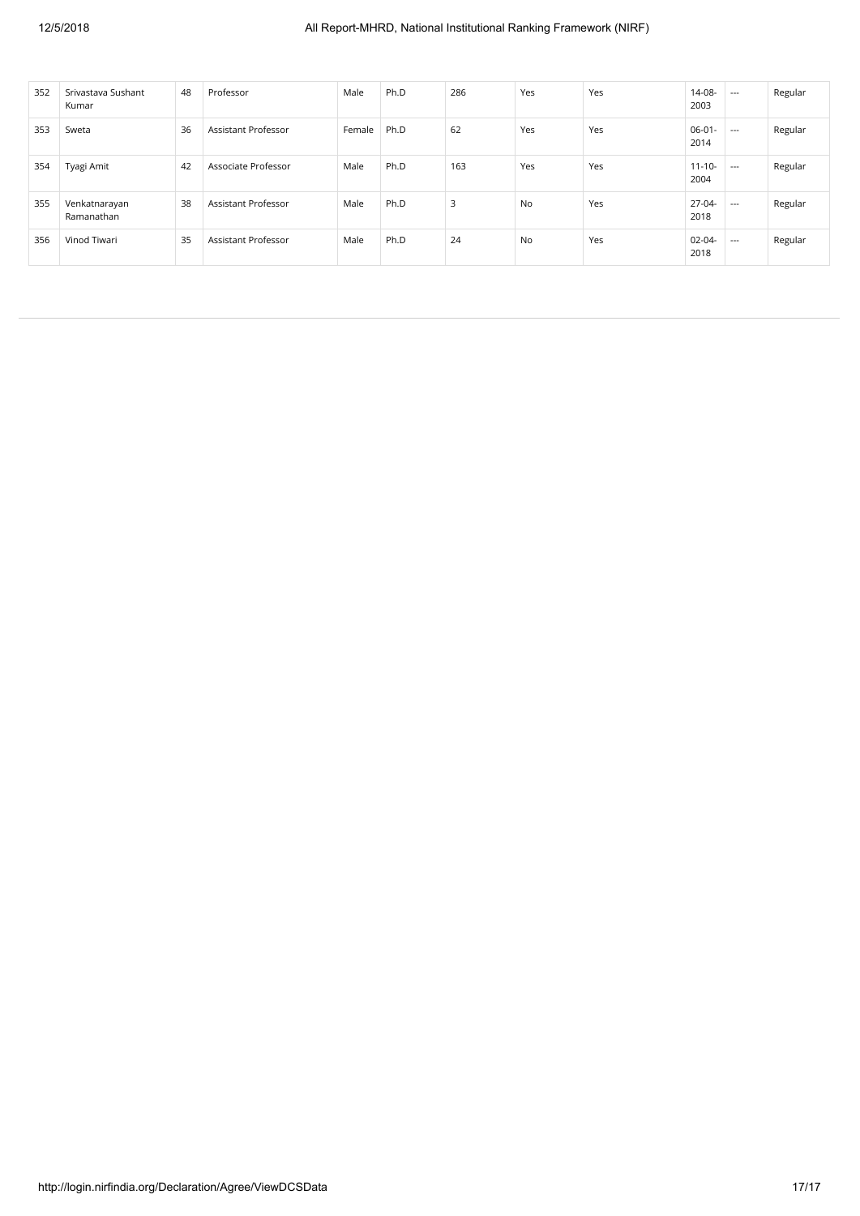| | | | | | | | | | | | |
|---|---|---|---|---|---|---|---|---|---|---|---|
| 352 | Srivastava Sushant Kumar | 48 | Professor | Male | Ph.D | 286 | Yes | Yes | 14-08-2003 | --- | Regular |
| 353 | Sweta | 36 | Assistant Professor | Female | Ph.D | 62 | Yes | Yes | 06-01-2014 | --- | Regular |
| 354 | Tyagi Amit | 42 | Associate Professor | Male | Ph.D | 163 | Yes | Yes | 11-10-2004 | --- | Regular |
| 355 | Venkatnarayan Ramanathan | 38 | Assistant Professor | Male | Ph.D | 3 | No | Yes | 27-04-2018 | --- | Regular |
| 356 | Vinod Tiwari | 35 | Assistant Professor | Male | Ph.D | 24 | No | Yes | 02-04-2018 | --- | Regular |